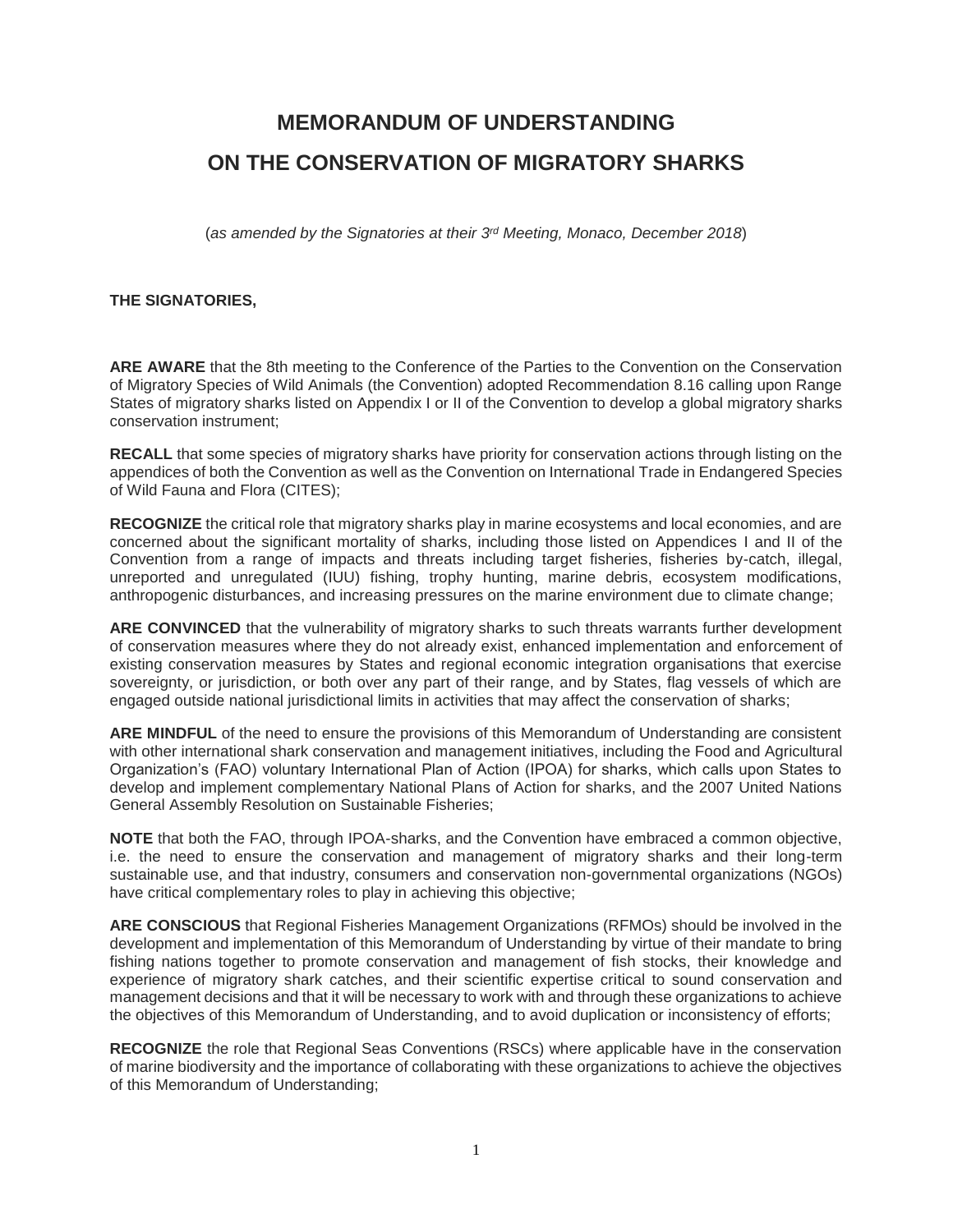# MEMORANDUM OF UNDERSTANDING
# ON THE CONSERVATION OF MIGRATORY SHARKS

(*as amended by the Signatories at their 3rd Meeting, Monaco, December 2018*)

**THE SIGNATORIES,**

**ARE AWARE** that the 8th meeting to the Conference of the Parties to the Convention on the Conservation of Migratory Species of Wild Animals (the Convention) adopted Recommendation 8.16 calling upon Range States of migratory sharks listed on Appendix I or II of the Convention to develop a global migratory sharks conservation instrument;

**RECALL** that some species of migratory sharks have priority for conservation actions through listing on the appendices of both the Convention as well as the Convention on International Trade in Endangered Species of Wild Fauna and Flora (CITES);

**RECOGNIZE** the critical role that migratory sharks play in marine ecosystems and local economies, and are concerned about the significant mortality of sharks, including those listed on Appendices I and II of the Convention from a range of impacts and threats including target fisheries, fisheries by-catch, illegal, unreported and unregulated (IUU) fishing, trophy hunting, marine debris, ecosystem modifications, anthropogenic disturbances, and increasing pressures on the marine environment due to climate change;

**ARE CONVINCED** that the vulnerability of migratory sharks to such threats warrants further development of conservation measures where they do not already exist, enhanced implementation and enforcement of existing conservation measures by States and regional economic integration organisations that exercise sovereignty, or jurisdiction, or both over any part of their range, and by States, flag vessels of which are engaged outside national jurisdictional limits in activities that may affect the conservation of sharks;

**ARE MINDFUL** of the need to ensure the provisions of this Memorandum of Understanding are consistent with other international shark conservation and management initiatives, including the Food and Agricultural Organization's (FAO) voluntary International Plan of Action (IPOA) for sharks, which calls upon States to develop and implement complementary National Plans of Action for sharks, and the 2007 United Nations General Assembly Resolution on Sustainable Fisheries;

**NOTE** that both the FAO, through IPOA-sharks, and the Convention have embraced a common objective, i.e. the need to ensure the conservation and management of migratory sharks and their long-term sustainable use, and that industry, consumers and conservation non-governmental organizations (NGOs) have critical complementary roles to play in achieving this objective;

**ARE CONSCIOUS** that Regional Fisheries Management Organizations (RFMOs) should be involved in the development and implementation of this Memorandum of Understanding by virtue of their mandate to bring fishing nations together to promote conservation and management of fish stocks, their knowledge and experience of migratory shark catches, and their scientific expertise critical to sound conservation and management decisions and that it will be necessary to work with and through these organizations to achieve the objectives of this Memorandum of Understanding, and to avoid duplication or inconsistency of efforts;

**RECOGNIZE** the role that Regional Seas Conventions (RSCs) where applicable have in the conservation of marine biodiversity and the importance of collaborating with these organizations to achieve the objectives of this Memorandum of Understanding;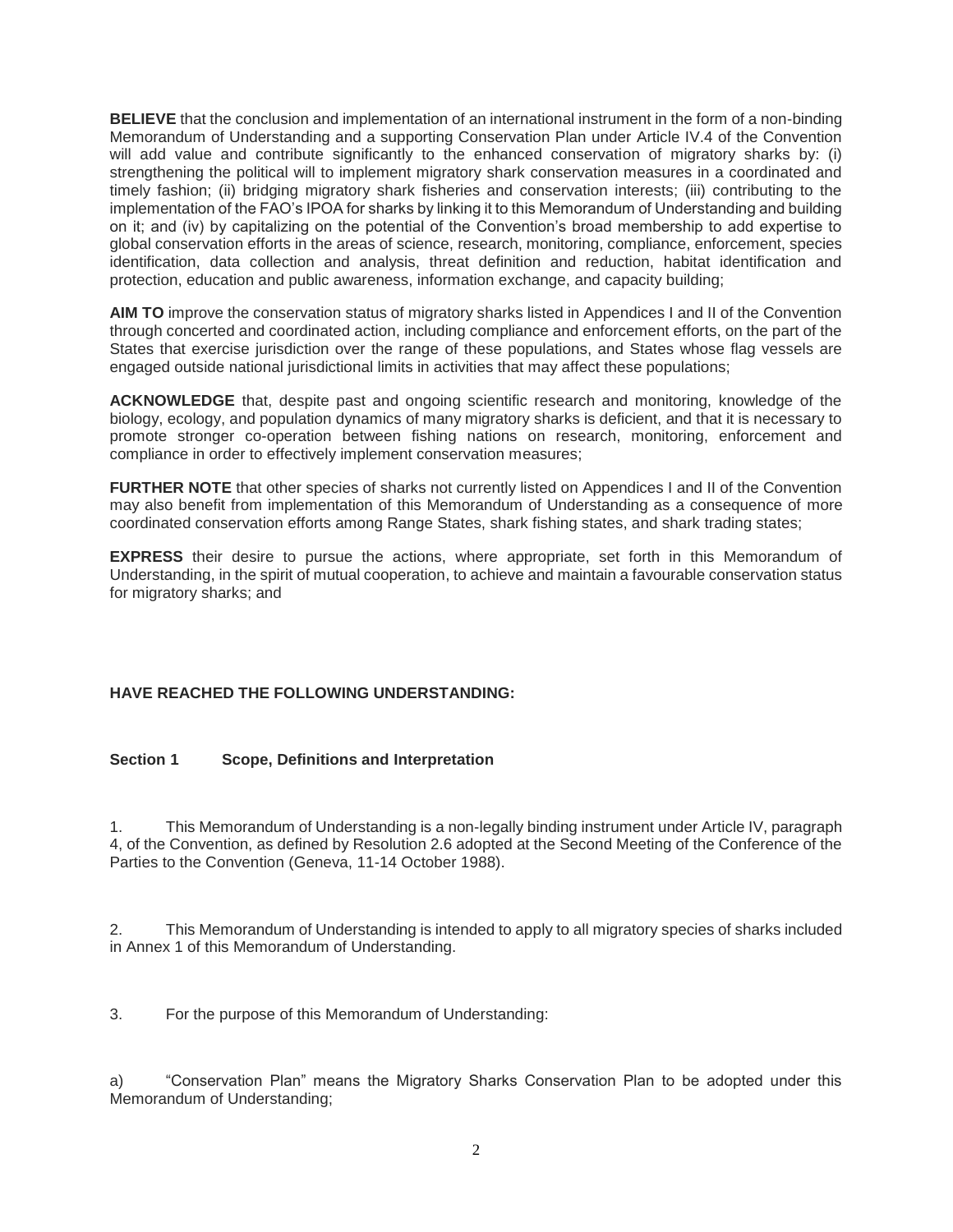**BELIEVE** that the conclusion and implementation of an international instrument in the form of a non-binding Memorandum of Understanding and a supporting Conservation Plan under Article IV.4 of the Convention will add value and contribute significantly to the enhanced conservation of migratory sharks by: (i) strengthening the political will to implement migratory shark conservation measures in a coordinated and timely fashion; (ii) bridging migratory shark fisheries and conservation interests; (iii) contributing to the implementation of the FAO's IPOA for sharks by linking it to this Memorandum of Understanding and building on it; and (iv) by capitalizing on the potential of the Convention's broad membership to add expertise to global conservation efforts in the areas of science, research, monitoring, compliance, enforcement, species identification, data collection and analysis, threat definition and reduction, habitat identification and protection, education and public awareness, information exchange, and capacity building;

**AIM TO** improve the conservation status of migratory sharks listed in Appendices I and II of the Convention through concerted and coordinated action, including compliance and enforcement efforts, on the part of the States that exercise jurisdiction over the range of these populations, and States whose flag vessels are engaged outside national jurisdictional limits in activities that may affect these populations;

**ACKNOWLEDGE** that, despite past and ongoing scientific research and monitoring, knowledge of the biology, ecology, and population dynamics of many migratory sharks is deficient, and that it is necessary to promote stronger co-operation between fishing nations on research, monitoring, enforcement and compliance in order to effectively implement conservation measures;

**FURTHER NOTE** that other species of sharks not currently listed on Appendices I and II of the Convention may also benefit from implementation of this Memorandum of Understanding as a consequence of more coordinated conservation efforts among Range States, shark fishing states, and shark trading states;

**EXPRESS** their desire to pursue the actions, where appropriate, set forth in this Memorandum of Understanding, in the spirit of mutual cooperation, to achieve and maintain a favourable conservation status for migratory sharks; and

**HAVE REACHED THE FOLLOWING UNDERSTANDING:**

## Section 1 Scope, Definitions and Interpretation

1. This Memorandum of Understanding is a non-legally binding instrument under Article IV, paragraph 4, of the Convention, as defined by Resolution 2.6 adopted at the Second Meeting of the Conference of the Parties to the Convention (Geneva, 11-14 October 1988).

2. This Memorandum of Understanding is intended to apply to all migratory species of sharks included in Annex 1 of this Memorandum of Understanding.

3. For the purpose of this Memorandum of Understanding:

a) "Conservation Plan" means the Migratory Sharks Conservation Plan to be adopted under this Memorandum of Understanding;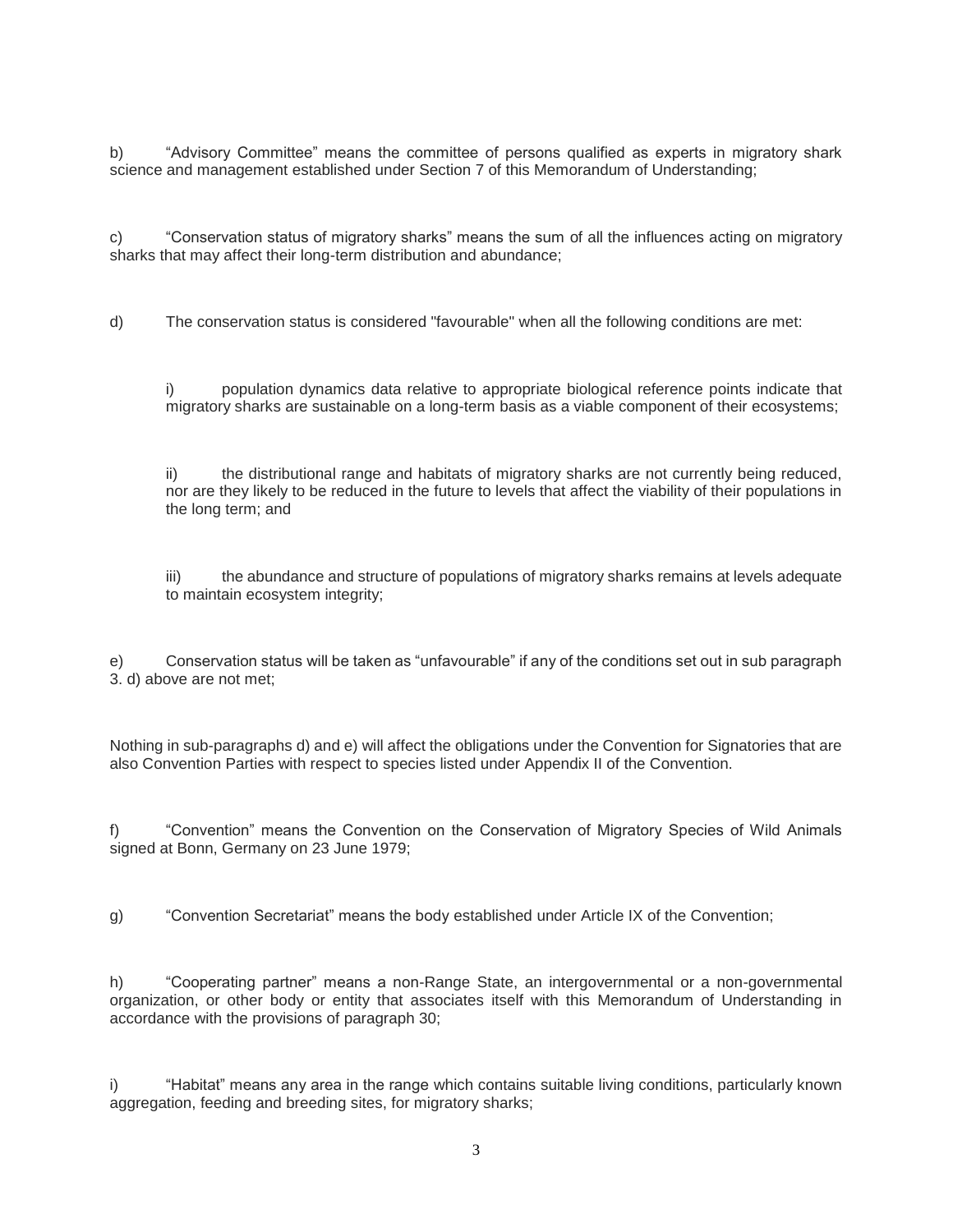b) “Advisory Committee” means the committee of persons qualified as experts in migratory shark science and management established under Section 7 of this Memorandum of Understanding;

c) “Conservation status of migratory sharks” means the sum of all the influences acting on migratory sharks that may affect their long-term distribution and abundance;

d) The conservation status is considered "favourable" when all the following conditions are met:

> i) population dynamics data relative to appropriate biological reference points indicate that migratory sharks are sustainable on a long-term basis as a viable component of their ecosystems;
>
> ii) the distributional range and habitats of migratory sharks are not currently being reduced, nor are they likely to be reduced in the future to levels that affect the viability of their populations in the long term; and
>
> iii) the abundance and structure of populations of migratory sharks remains at levels adequate to maintain ecosystem integrity;

e) Conservation status will be taken as “unfavourable” if any of the conditions set out in sub paragraph 3. d) above are not met;

Nothing in sub-paragraphs d) and e) will affect the obligations under the Convention for Signatories that are also Convention Parties with respect to species listed under Appendix II of the Convention.

f) “Convention” means the Convention on the Conservation of Migratory Species of Wild Animals signed at Bonn, Germany on 23 June 1979;

g) “Convention Secretariat” means the body established under Article IX of the Convention;

h) “Cooperating partner” means a non-Range State, an intergovernmental or a non-governmental organization, or other body or entity that associates itself with this Memorandum of Understanding in accordance with the provisions of paragraph 30;

i) “Habitat” means any area in the range which contains suitable living conditions, particularly known aggregation, feeding and breeding sites, for migratory sharks;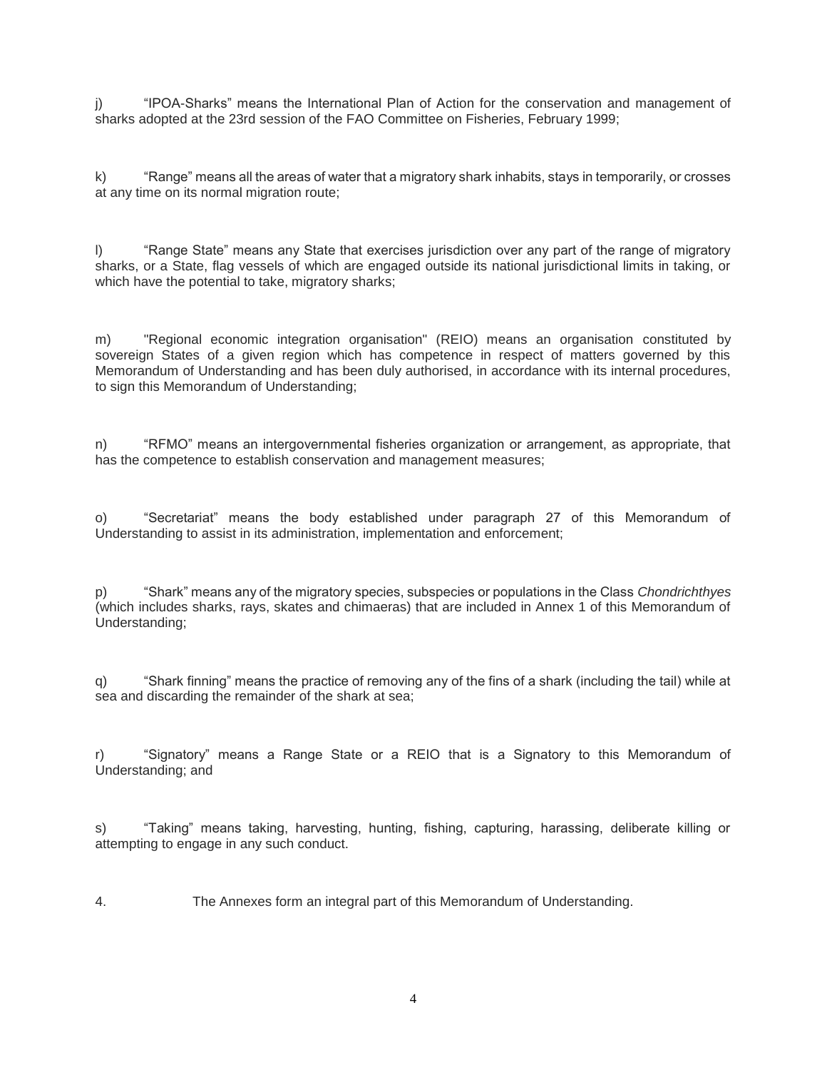j) “IPOA-Sharks” means the International Plan of Action for the conservation and management of sharks adopted at the 23rd session of the FAO Committee on Fisheries, February 1999;

k) “Range” means all the areas of water that a migratory shark inhabits, stays in temporarily, or crosses at any time on its normal migration route;

l) “Range State” means any State that exercises jurisdiction over any part of the range of migratory sharks, or a State, flag vessels of which are engaged outside its national jurisdictional limits in taking, or which have the potential to take, migratory sharks;

m) "Regional economic integration organisation" (REIO) means an organisation constituted by sovereign States of a given region which has competence in respect of matters governed by this Memorandum of Understanding and has been duly authorised, in accordance with its internal procedures, to sign this Memorandum of Understanding;

n) “RFMO” means an intergovernmental fisheries organization or arrangement, as appropriate, that has the competence to establish conservation and management measures;

o) “Secretariat” means the body established under paragraph 27 of this Memorandum of Understanding to assist in its administration, implementation and enforcement;

p) “Shark” means any of the migratory species, subspecies or populations in the Class *Chondrichthyes* (which includes sharks, rays, skates and chimaeras) that are included in Annex 1 of this Memorandum of Understanding;

q) “Shark finning” means the practice of removing any of the fins of a shark (including the tail) while at sea and discarding the remainder of the shark at sea;

r) “Signatory” means a Range State or a REIO that is a Signatory to this Memorandum of Understanding; and

s) “Taking” means taking, harvesting, hunting, fishing, capturing, harassing, deliberate killing or attempting to engage in any such conduct.

4. The Annexes form an integral part of this Memorandum of Understanding.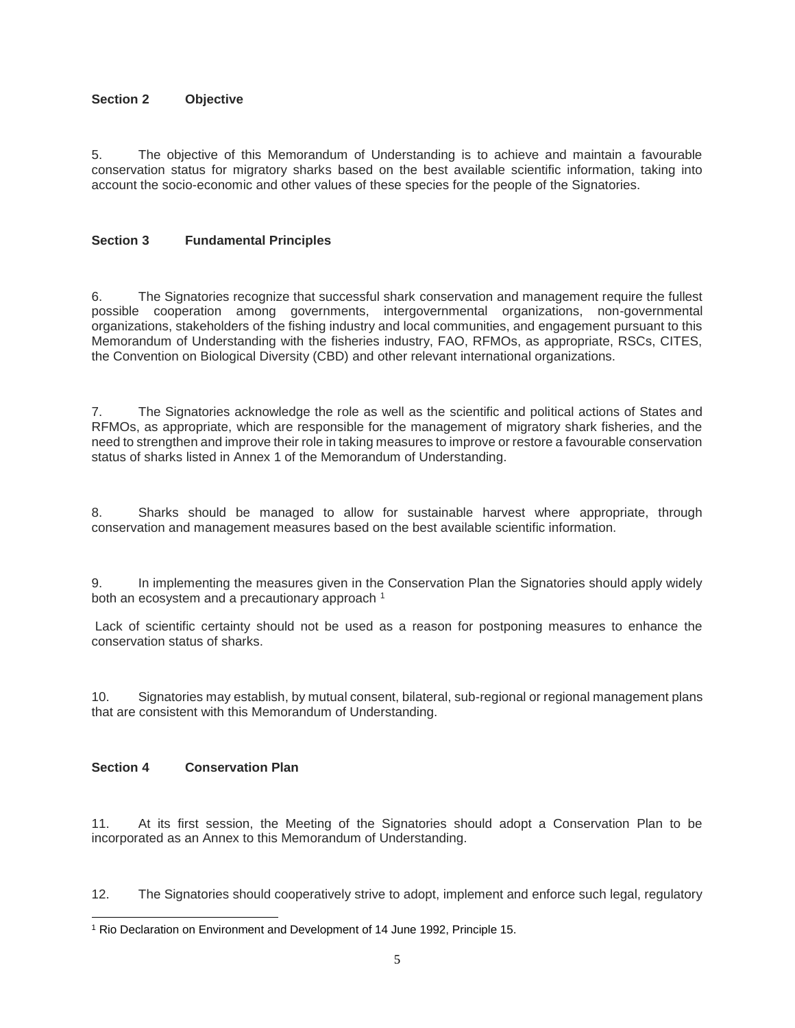## Section 2 Objective

5. The objective of this Memorandum of Understanding is to achieve and maintain a favourable conservation status for migratory sharks based on the best available scientific information, taking into account the socio-economic and other values of these species for the people of the Signatories.

## Section 3 Fundamental Principles

6. The Signatories recognize that successful shark conservation and management require the fullest possible cooperation among governments, intergovernmental organizations, non-governmental organizations, stakeholders of the fishing industry and local communities, and engagement pursuant to this Memorandum of Understanding with the fisheries industry, FAO, RFMOs, as appropriate, RSCs, CITES, the Convention on Biological Diversity (CBD) and other relevant international organizations.

7. The Signatories acknowledge the role as well as the scientific and political actions of States and RFMOs, as appropriate, which are responsible for the management of migratory shark fisheries, and the need to strengthen and improve their role in taking measures to improve or restore a favourable conservation status of sharks listed in Annex 1 of the Memorandum of Understanding.

8. Sharks should be managed to allow for sustainable harvest where appropriate, through conservation and management measures based on the best available scientific information.

9. In implementing the measures given in the Conservation Plan the Signatories should apply widely both an ecosystem and a precautionary approach [1]

Lack of scientific certainty should not be used as a reason for postponing measures to enhance the conservation status of sharks.

10. Signatories may establish, by mutual consent, bilateral, sub-regional or regional management plans that are consistent with this Memorandum of Understanding.

## Section 4 Conservation Plan

11. At its first session, the Meeting of the Signatories should adopt a Conservation Plan to be incorporated as an Annex to this Memorandum of Understanding.

12. The Signatories should cooperatively strive to adopt, implement and enforce such legal, regulatory

---

[1] Rio Declaration on Environment and Development of 14 June 1992, Principle 15.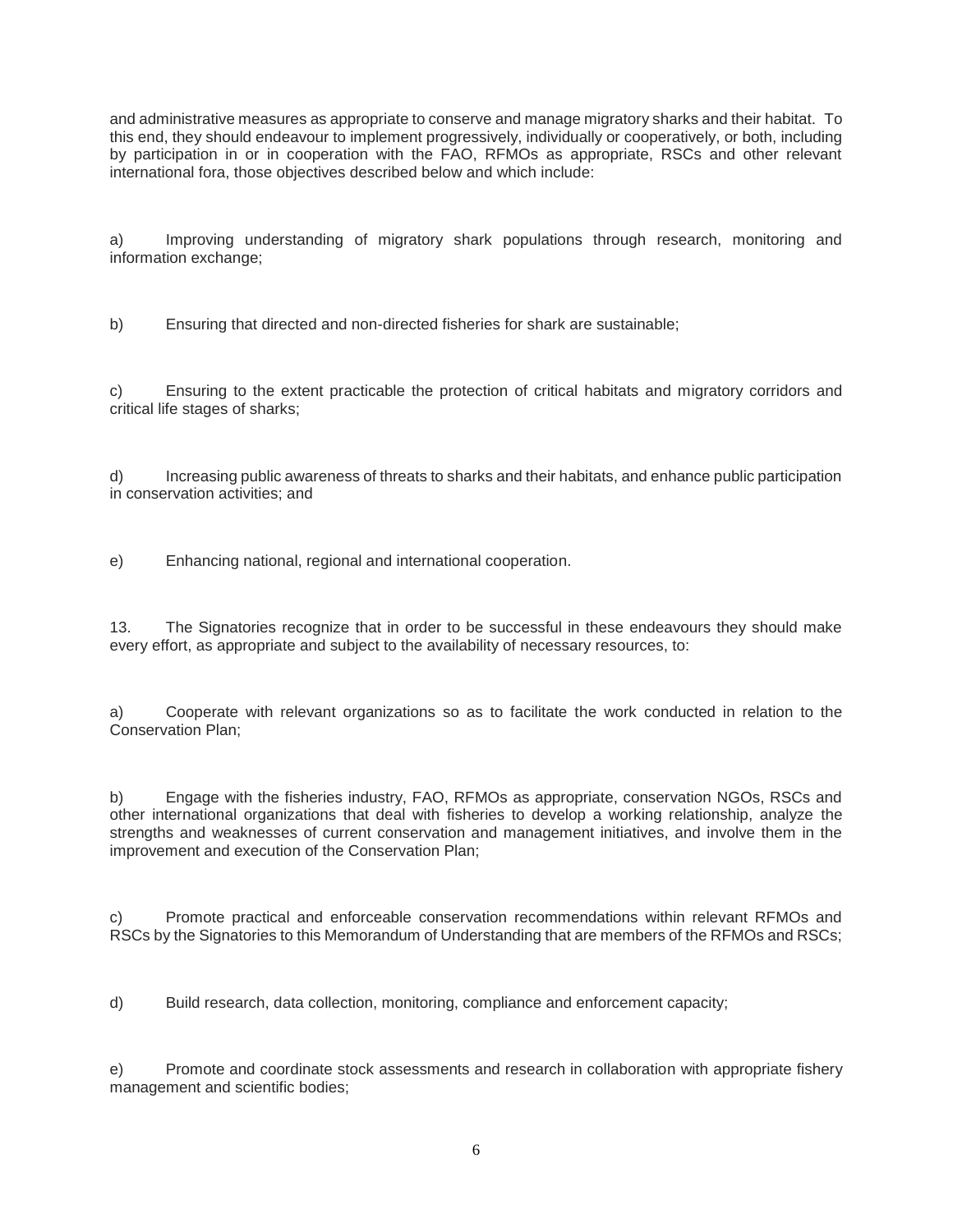and administrative measures as appropriate to conserve and manage migratory sharks and their habitat. To this end, they should endeavour to implement progressively, individually or cooperatively, or both, including by participation in or in cooperation with the FAO, RFMOs as appropriate, RSCs and other relevant international fora, those objectives described below and which include:

a) Improving understanding of migratory shark populations through research, monitoring and information exchange;

b) Ensuring that directed and non-directed fisheries for shark are sustainable;

c) Ensuring to the extent practicable the protection of critical habitats and migratory corridors and critical life stages of sharks;

d) Increasing public awareness of threats to sharks and their habitats, and enhance public participation in conservation activities; and

e) Enhancing national, regional and international cooperation.

13. The Signatories recognize that in order to be successful in these endeavours they should make every effort, as appropriate and subject to the availability of necessary resources, to:

a) Cooperate with relevant organizations so as to facilitate the work conducted in relation to the Conservation Plan;

b) Engage with the fisheries industry, FAO, RFMOs as appropriate, conservation NGOs, RSCs and other international organizations that deal with fisheries to develop a working relationship, analyze the strengths and weaknesses of current conservation and management initiatives, and involve them in the improvement and execution of the Conservation Plan;

c) Promote practical and enforceable conservation recommendations within relevant RFMOs and RSCs by the Signatories to this Memorandum of Understanding that are members of the RFMOs and RSCs;

d) Build research, data collection, monitoring, compliance and enforcement capacity;

e) Promote and coordinate stock assessments and research in collaboration with appropriate fishery management and scientific bodies;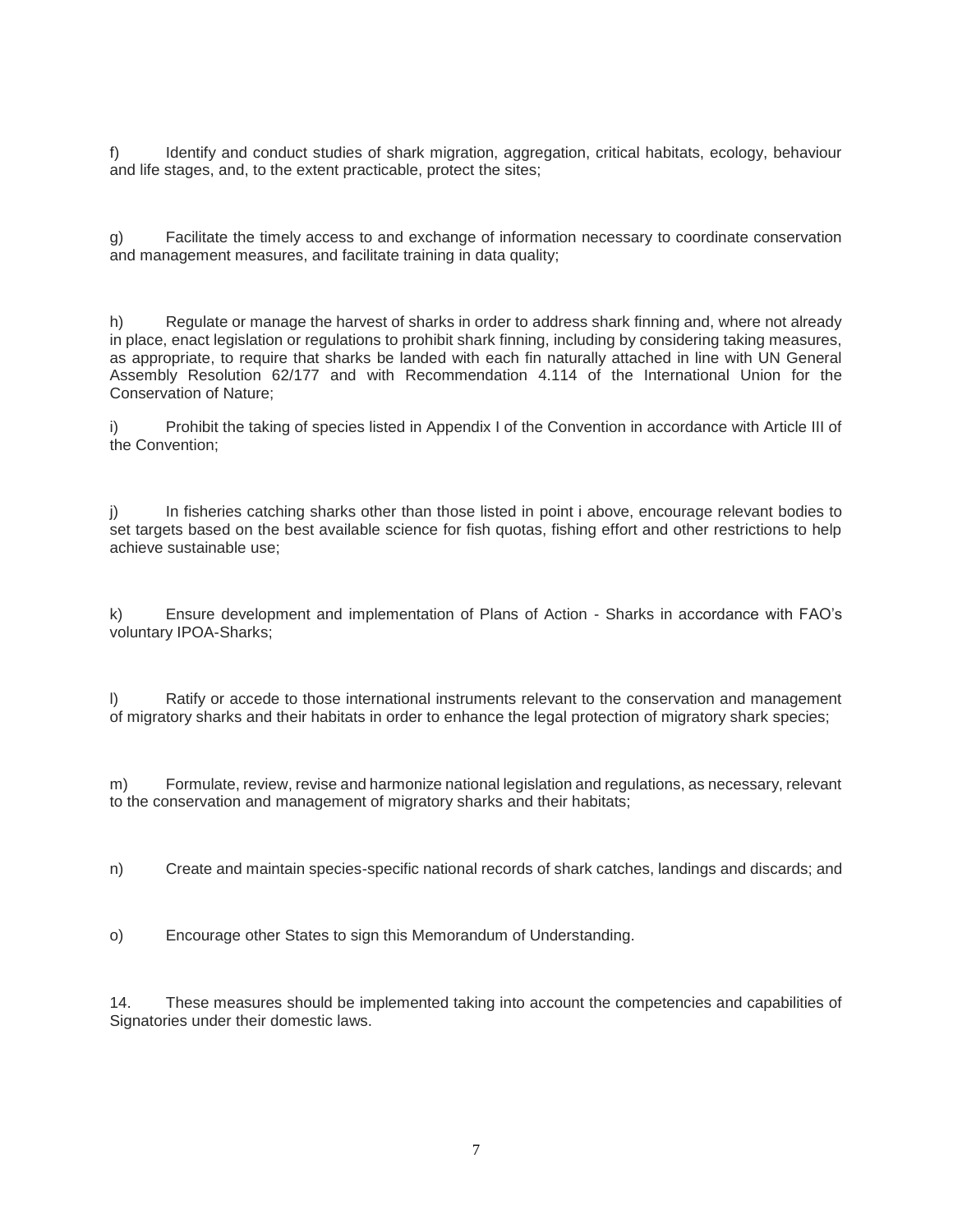f) Identify and conduct studies of shark migration, aggregation, critical habitats, ecology, behaviour and life stages, and, to the extent practicable, protect the sites;

g) Facilitate the timely access to and exchange of information necessary to coordinate conservation and management measures, and facilitate training in data quality;

h) Regulate or manage the harvest of sharks in order to address shark finning and, where not already in place, enact legislation or regulations to prohibit shark finning, including by considering taking measures, as appropriate, to require that sharks be landed with each fin naturally attached in line with UN General Assembly Resolution 62/177 and with Recommendation 4.114 of the International Union for the Conservation of Nature;

i) Prohibit the taking of species listed in Appendix I of the Convention in accordance with Article III of the Convention;

j) In fisheries catching sharks other than those listed in point i above, encourage relevant bodies to set targets based on the best available science for fish quotas, fishing effort and other restrictions to help achieve sustainable use;

k) Ensure development and implementation of Plans of Action - Sharks in accordance with FAO's voluntary IPOA-Sharks;

l) Ratify or accede to those international instruments relevant to the conservation and management of migratory sharks and their habitats in order to enhance the legal protection of migratory shark species;

m) Formulate, review, revise and harmonize national legislation and regulations, as necessary, relevant to the conservation and management of migratory sharks and their habitats;

n) Create and maintain species-specific national records of shark catches, landings and discards; and

o) Encourage other States to sign this Memorandum of Understanding.

14. These measures should be implemented taking into account the competencies and capabilities of Signatories under their domestic laws.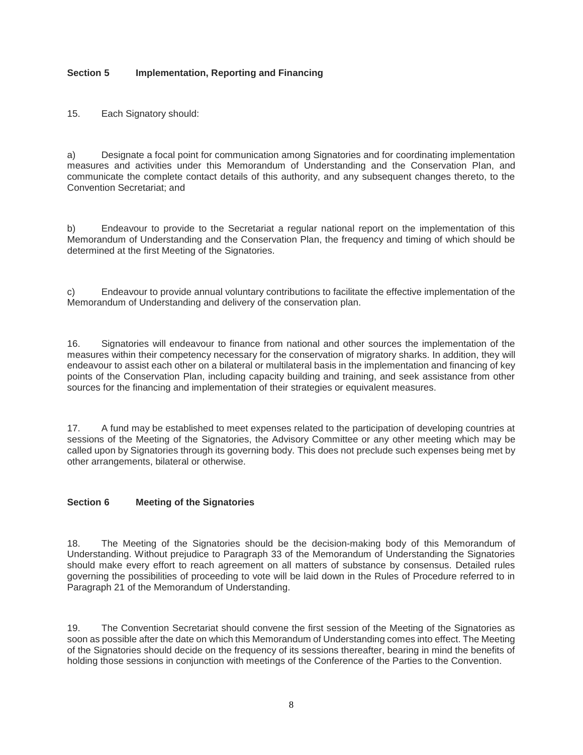## Section 5 Implementation, Reporting and Financing

15. Each Signatory should:

a) Designate a focal point for communication among Signatories and for coordinating implementation measures and activities under this Memorandum of Understanding and the Conservation Plan, and communicate the complete contact details of this authority, and any subsequent changes thereto, to the Convention Secretariat; and

b) Endeavour to provide to the Secretariat a regular national report on the implementation of this Memorandum of Understanding and the Conservation Plan, the frequency and timing of which should be determined at the first Meeting of the Signatories.

c) Endeavour to provide annual voluntary contributions to facilitate the effective implementation of the Memorandum of Understanding and delivery of the conservation plan.

16. Signatories will endeavour to finance from national and other sources the implementation of the measures within their competency necessary for the conservation of migratory sharks. In addition, they will endeavour to assist each other on a bilateral or multilateral basis in the implementation and financing of key points of the Conservation Plan, including capacity building and training, and seek assistance from other sources for the financing and implementation of their strategies or equivalent measures.

17. A fund may be established to meet expenses related to the participation of developing countries at sessions of the Meeting of the Signatories, the Advisory Committee or any other meeting which may be called upon by Signatories through its governing body. This does not preclude such expenses being met by other arrangements, bilateral or otherwise.

## Section 6 Meeting of the Signatories

18. The Meeting of the Signatories should be the decision-making body of this Memorandum of Understanding. Without prejudice to Paragraph 33 of the Memorandum of Understanding the Signatories should make every effort to reach agreement on all matters of substance by consensus. Detailed rules governing the possibilities of proceeding to vote will be laid down in the Rules of Procedure referred to in Paragraph 21 of the Memorandum of Understanding.

19. The Convention Secretariat should convene the first session of the Meeting of the Signatories as soon as possible after the date on which this Memorandum of Understanding comes into effect. The Meeting of the Signatories should decide on the frequency of its sessions thereafter, bearing in mind the benefits of holding those sessions in conjunction with meetings of the Conference of the Parties to the Convention.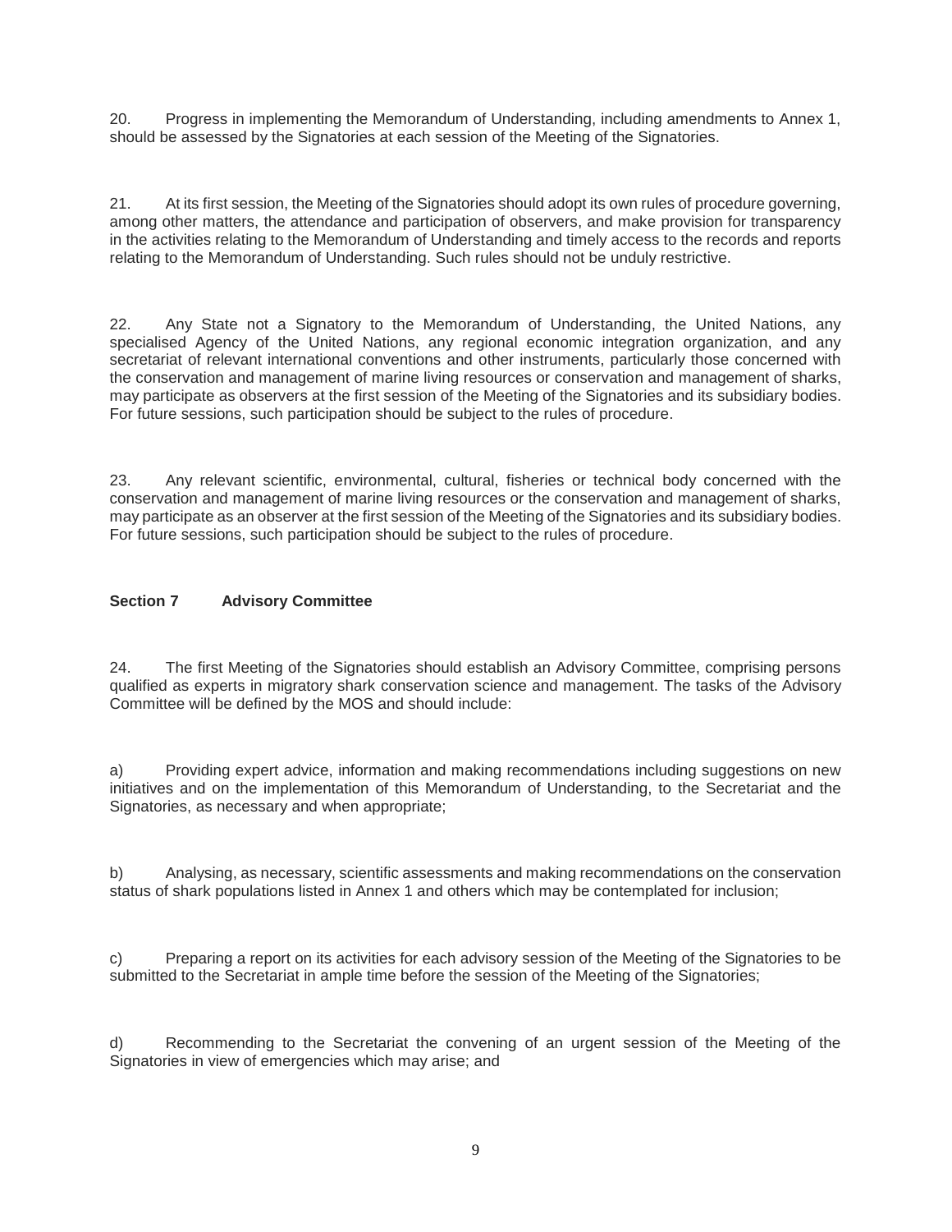20. Progress in implementing the Memorandum of Understanding, including amendments to Annex 1, should be assessed by the Signatories at each session of the Meeting of the Signatories.

21. At its first session, the Meeting of the Signatories should adopt its own rules of procedure governing, among other matters, the attendance and participation of observers, and make provision for transparency in the activities relating to the Memorandum of Understanding and timely access to the records and reports relating to the Memorandum of Understanding. Such rules should not be unduly restrictive.

22. Any State not a Signatory to the Memorandum of Understanding, the United Nations, any specialised Agency of the United Nations, any regional economic integration organization, and any secretariat of relevant international conventions and other instruments, particularly those concerned with the conservation and management of marine living resources or conservation and management of sharks, may participate as observers at the first session of the Meeting of the Signatories and its subsidiary bodies. For future sessions, such participation should be subject to the rules of procedure.

23. Any relevant scientific, environmental, cultural, fisheries or technical body concerned with the conservation and management of marine living resources or the conservation and management of sharks, may participate as an observer at the first session of the Meeting of the Signatories and its subsidiary bodies. For future sessions, such participation should be subject to the rules of procedure.

## Section 7 Advisory Committee

24. The first Meeting of the Signatories should establish an Advisory Committee, comprising persons qualified as experts in migratory shark conservation science and management. The tasks of the Advisory Committee will be defined by the MOS and should include:

a) Providing expert advice, information and making recommendations including suggestions on new initiatives and on the implementation of this Memorandum of Understanding, to the Secretariat and the Signatories, as necessary and when appropriate;

b) Analysing, as necessary, scientific assessments and making recommendations on the conservation status of shark populations listed in Annex 1 and others which may be contemplated for inclusion;

c) Preparing a report on its activities for each advisory session of the Meeting of the Signatories to be submitted to the Secretariat in ample time before the session of the Meeting of the Signatories;

d) Recommending to the Secretariat the convening of an urgent session of the Meeting of the Signatories in view of emergencies which may arise; and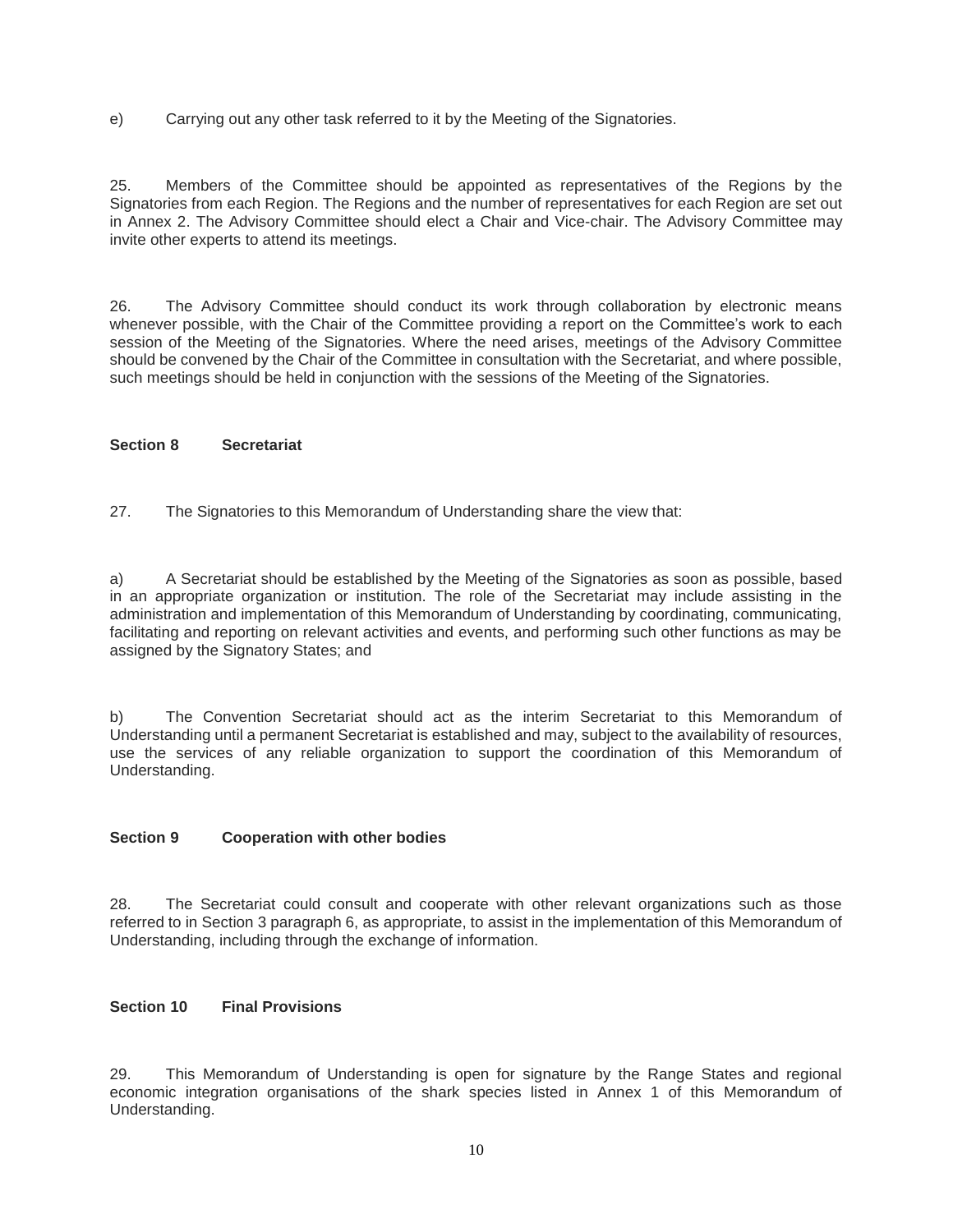e) Carrying out any other task referred to it by the Meeting of the Signatories.

25. Members of the Committee should be appointed as representatives of the Regions by the Signatories from each Region. The Regions and the number of representatives for each Region are set out in Annex 2. The Advisory Committee should elect a Chair and Vice-chair. The Advisory Committee may invite other experts to attend its meetings.

26. The Advisory Committee should conduct its work through collaboration by electronic means whenever possible, with the Chair of the Committee providing a report on the Committee's work to each session of the Meeting of the Signatories. Where the need arises, meetings of the Advisory Committee should be convened by the Chair of the Committee in consultation with the Secretariat, and where possible, such meetings should be held in conjunction with the sessions of the Meeting of the Signatories.

### Section 8 Secretariat

27. The Signatories to this Memorandum of Understanding share the view that:

a) A Secretariat should be established by the Meeting of the Signatories as soon as possible, based in an appropriate organization or institution. The role of the Secretariat may include assisting in the administration and implementation of this Memorandum of Understanding by coordinating, communicating, facilitating and reporting on relevant activities and events, and performing such other functions as may be assigned by the Signatory States; and

b) The Convention Secretariat should act as the interim Secretariat to this Memorandum of Understanding until a permanent Secretariat is established and may, subject to the availability of resources, use the services of any reliable organization to support the coordination of this Memorandum of Understanding.

### Section 9 Cooperation with other bodies

28. The Secretariat could consult and cooperate with other relevant organizations such as those referred to in Section 3 paragraph 6, as appropriate, to assist in the implementation of this Memorandum of Understanding, including through the exchange of information.

### Section 10 Final Provisions

29. This Memorandum of Understanding is open for signature by the Range States and regional economic integration organisations of the shark species listed in Annex 1 of this Memorandum of Understanding.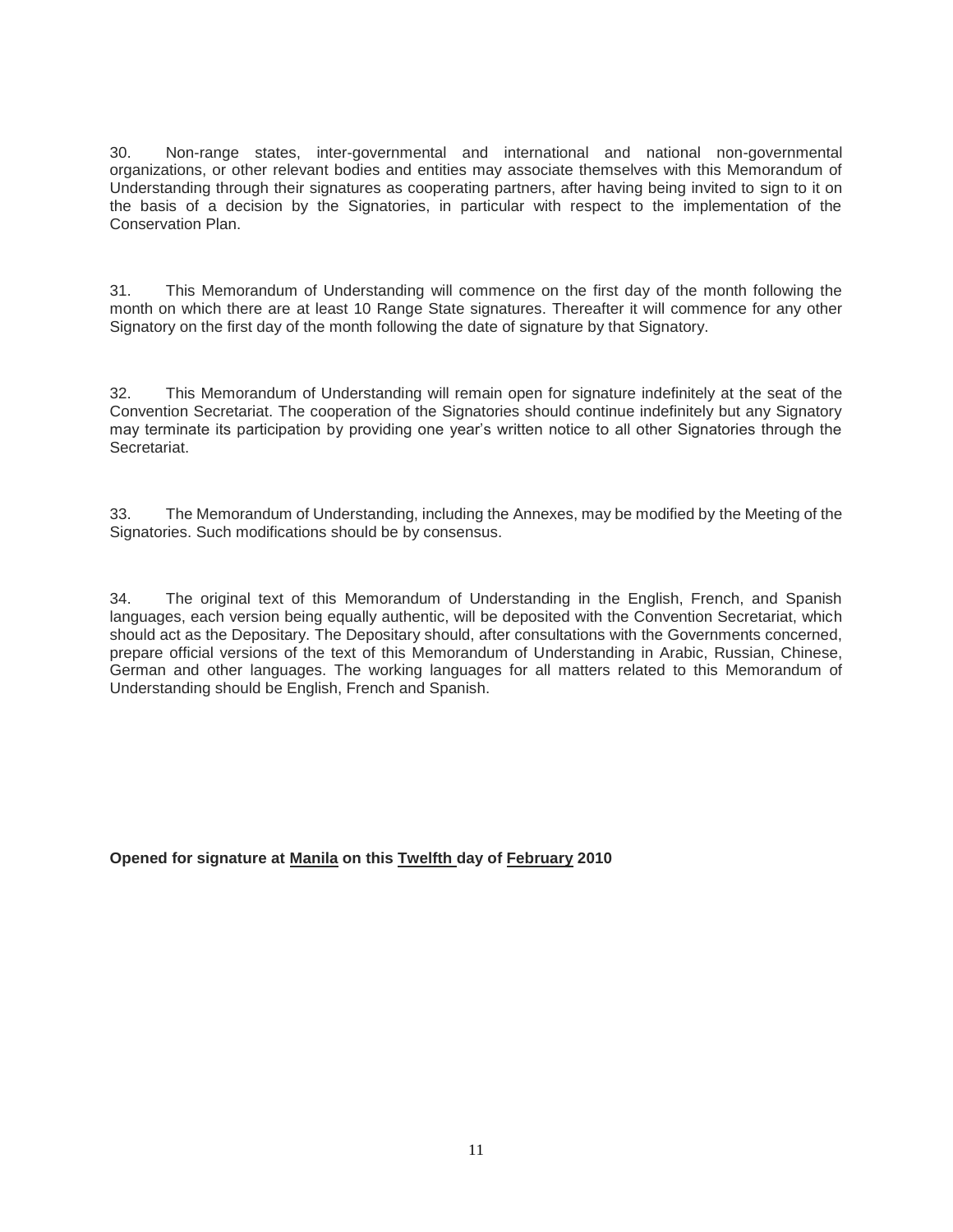30. Non-range states, inter-governmental and international and national non-governmental organizations, or other relevant bodies and entities may associate themselves with this Memorandum of Understanding through their signatures as cooperating partners, after having being invited to sign to it on the basis of a decision by the Signatories, in particular with respect to the implementation of the Conservation Plan.

31. This Memorandum of Understanding will commence on the first day of the month following the month on which there are at least 10 Range State signatures. Thereafter it will commence for any other Signatory on the first day of the month following the date of signature by that Signatory.

32. This Memorandum of Understanding will remain open for signature indefinitely at the seat of the Convention Secretariat. The cooperation of the Signatories should continue indefinitely but any Signatory may terminate its participation by providing one year's written notice to all other Signatories through the Secretariat.

33. The Memorandum of Understanding, including the Annexes, may be modified by the Meeting of the Signatories. Such modifications should be by consensus.

34. The original text of this Memorandum of Understanding in the English, French, and Spanish languages, each version being equally authentic, will be deposited with the Convention Secretariat, which should act as the Depositary. The Depositary should, after consultations with the Governments concerned, prepare official versions of the text of this Memorandum of Understanding in Arabic, Russian, Chinese, German and other languages. The working languages for all matters related to this Memorandum of Understanding should be English, French and Spanish.

**Opened for signature at Manila on this Twelfth day of February 2010**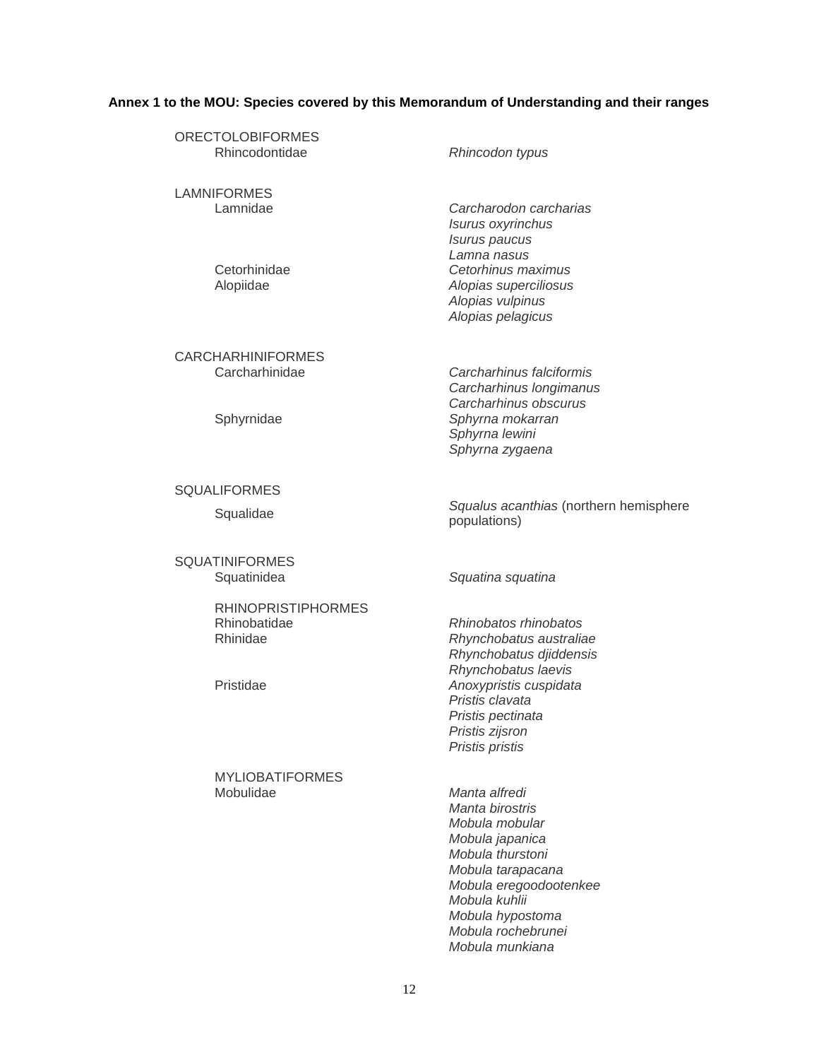**Annex 1 to the MOU: Species covered by this Memorandum of Understanding and their ranges**

| Order / Family | Species |
| --- | --- |
| ORECTOLOBIFORMES | |
| Rhincodontidae | *Rhincodon typus* |
| LAMNIFORMES | |
| Lamnidae | *Carcharodon carcharias* |
| | *Isurus oxyrinchus* |
| | *Isurus paucus* |
| | *Lamna nasus* |
| Cetorhinidae | *Cetorhinus maximus* |
| Alopiidae | *Alopias superciliosus* |
| | *Alopias vulpinus* |
| | *Alopias pelagicus* |
| CARCHARHINIFORMES | |
| Carcharhinidae | *Carcharhinus falciformis* |
| | *Carcharhinus longimanus* |
| | *Carcharhinus obscurus* |
| Sphyrnidae | *Sphyrna mokarran* |
| | *Sphyrna lewini* |
| | *Sphyrna zygaena* |
| SQUALIFORMES | |
| Squalidae | *Squalus acanthias* (northern hemisphere populations) |
| SQUATINIFORMES | |
| Squatinidea | *Squatina squatina* |
| RHINOPRISTIPHORMES | |
| Rhinobatidae | *Rhinobatos rhinobatos* |
| Rhinidae | *Rhynchobatus australiae* |
| | *Rhynchobatus djiddensis* |
| | *Rhynchobatus laevis* |
| Pristidae | *Anoxypristis cuspidata* |
| | *Pristis clavata* |
| | *Pristis pectinata* |
| | *Pristis zijsron* |
| | *Pristis pristis* |
| MYLIOBATIFORMES | |
| Mobulidae | *Manta alfredi* |
| | *Manta birostris* |
| | *Mobula mobular* |
| | *Mobula japanica* |
| | *Mobula thurstoni* |
| | *Mobula tarapacana* |
| | *Mobula eregoodootenkee* |
| | *Mobula kuhlii* |
| | *Mobula hypostoma* |
| | *Mobula rochebrunei* |
| | *Mobula munkiana* |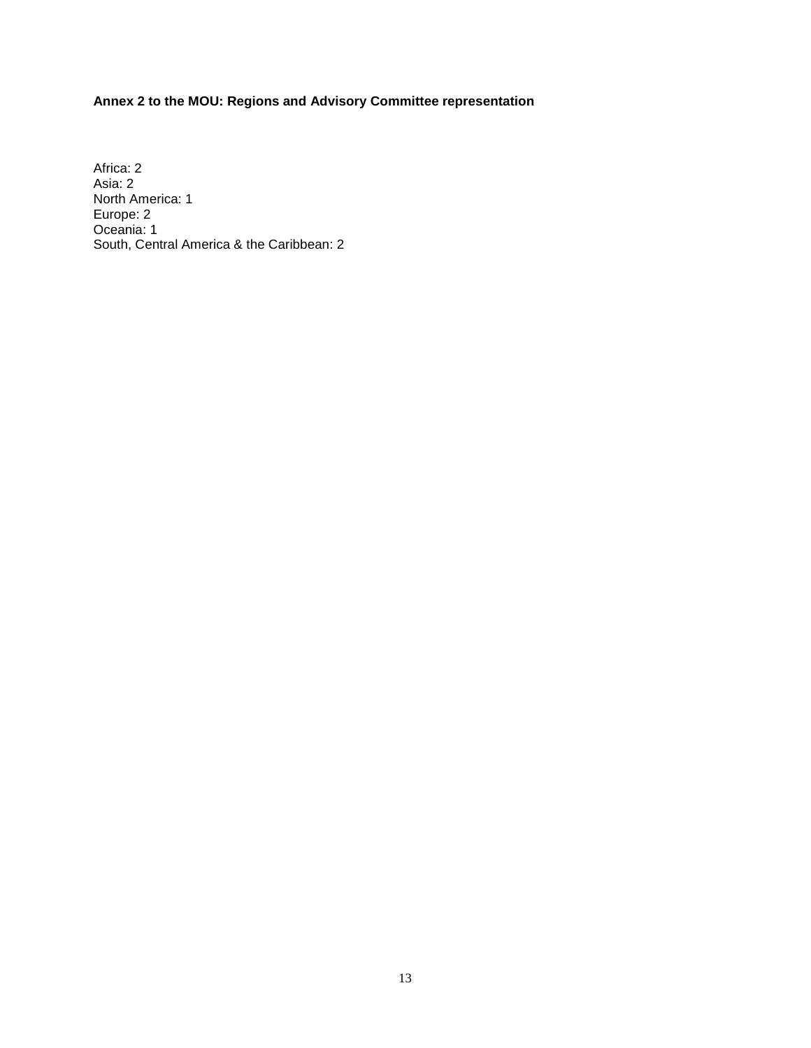**Annex 2 to the MOU: Regions and Advisory Committee representation**

Africa: 2
Asia: 2
North America: 1
Europe: 2
Oceania: 1
South, Central America & the Caribbean: 2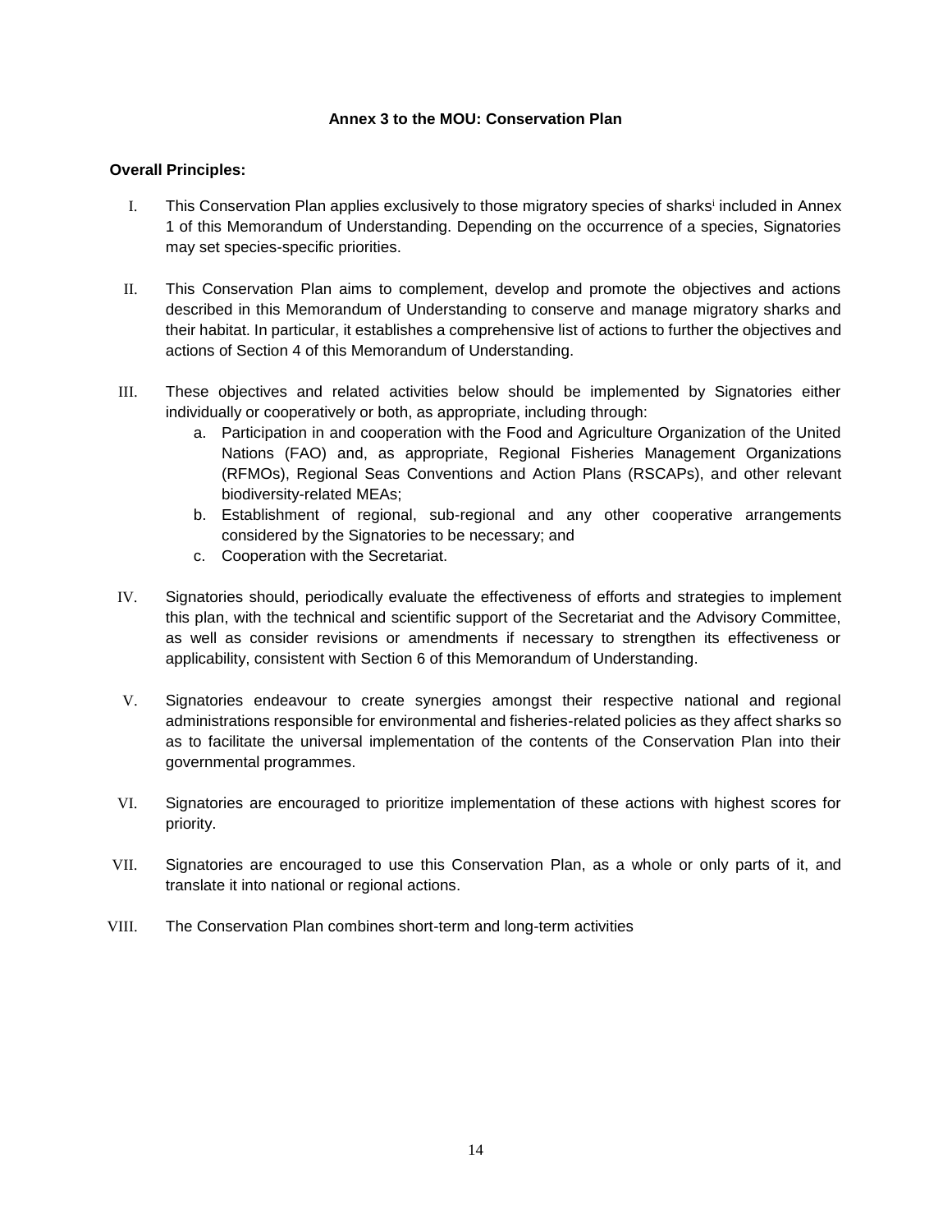**Annex 3 to the MOU: Conservation Plan**

**Overall Principles:**

I. This Conservation Plan applies exclusively to those migratory species of sharks[i] included in Annex 1 of this Memorandum of Understanding. Depending on the occurrence of a species, Signatories may set species-specific priorities.

II. This Conservation Plan aims to complement, develop and promote the objectives and actions described in this Memorandum of Understanding to conserve and manage migratory sharks and their habitat. In particular, it establishes a comprehensive list of actions to further the objectives and actions of Section 4 of this Memorandum of Understanding.

III. These objectives and related activities below should be implemented by Signatories either individually or cooperatively or both, as appropriate, including through:
   a. Participation in and cooperation with the Food and Agriculture Organization of the United Nations (FAO) and, as appropriate, Regional Fisheries Management Organizations (RFMOs), Regional Seas Conventions and Action Plans (RSCAPs), and other relevant biodiversity-related MEAs;
   b. Establishment of regional, sub-regional and any other cooperative arrangements considered by the Signatories to be necessary; and
   c. Cooperation with the Secretariat.

IV. Signatories should, periodically evaluate the effectiveness of efforts and strategies to implement this plan, with the technical and scientific support of the Secretariat and the Advisory Committee, as well as consider revisions or amendments if necessary to strengthen its effectiveness or applicability, consistent with Section 6 of this Memorandum of Understanding.

V. Signatories endeavour to create synergies amongst their respective national and regional administrations responsible for environmental and fisheries-related policies as they affect sharks so as to facilitate the universal implementation of the contents of the Conservation Plan into their governmental programmes.

VI. Signatories are encouraged to prioritize implementation of these actions with highest scores for priority.

VII. Signatories are encouraged to use this Conservation Plan, as a whole or only parts of it, and translate it into national or regional actions.

VIII. The Conservation Plan combines short-term and long-term activities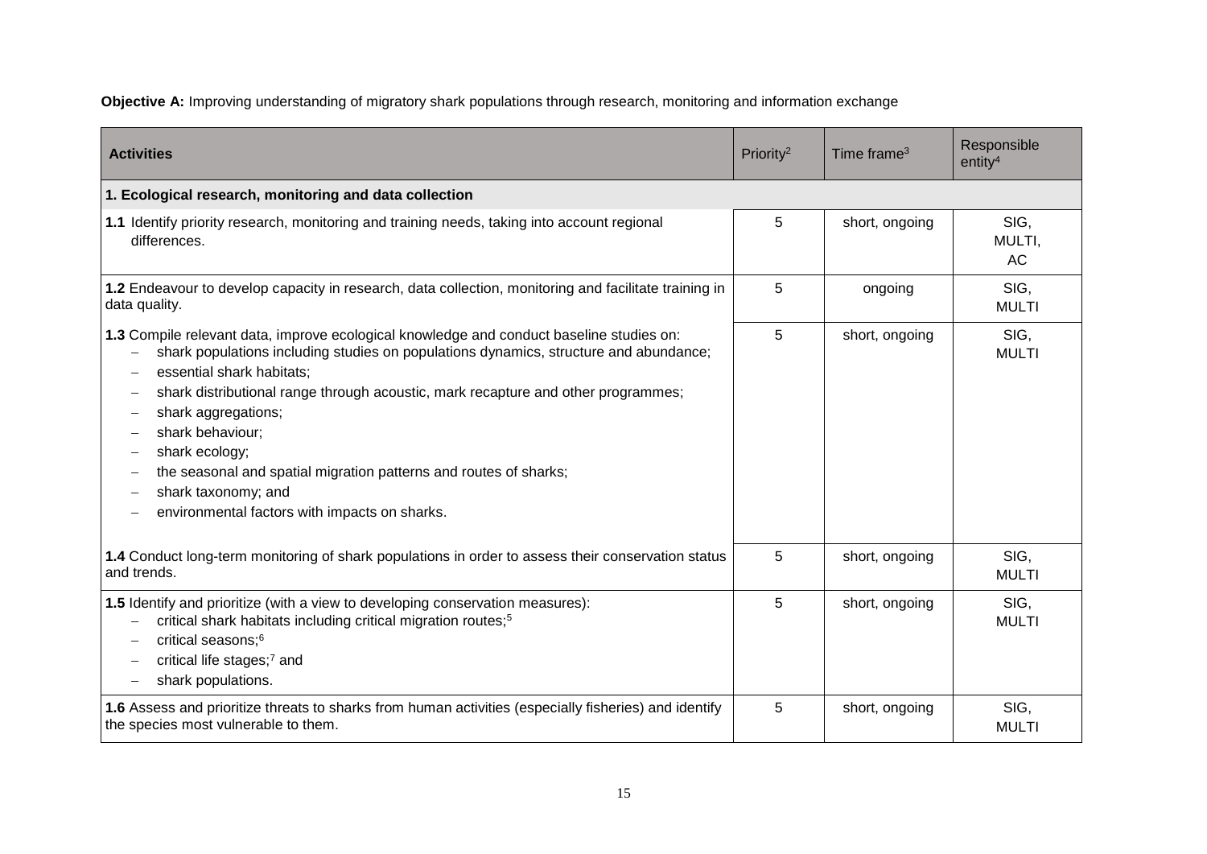**Objective A:** Improving understanding of migratory shark populations through research, monitoring and information exchange

| **Activities** | Priority[2] | Time frame[3] | Responsible entity[4] |
|---|---|---|---|
| **1. Ecological research, monitoring and data collection** | | | |
| **1.1** Identify priority research, monitoring and training needs, taking into account regional differences. | 5 | short, ongoing | SIG, MULTI, AC |
| **1.2** Endeavour to develop capacity in research, data collection, monitoring and facilitate training in data quality. | 5 | ongoing | SIG, MULTI |
| **1.3** Compile relevant data, improve ecological knowledge and conduct baseline studies on: <br>– shark populations including studies on populations dynamics, structure and abundance; <br>– essential shark habitats; <br>– shark distributional range through acoustic, mark recapture and other programmes; <br>– shark aggregations; <br>– shark behaviour; <br>– shark ecology; <br>– the seasonal and spatial migration patterns and routes of sharks; <br>– shark taxonomy; and <br>– environmental factors with impacts on sharks. | 5 | short, ongoing | SIG, MULTI |
| **1.4** Conduct long-term monitoring of shark populations in order to assess their conservation status and trends. | 5 | short, ongoing | SIG, MULTI |
| **1.5** Identify and prioritize (with a view to developing conservation measures): <br>– critical shark habitats including critical migration routes;[5] <br>– critical seasons;[6] <br>– critical life stages;[7] and <br>– shark populations. | 5 | short, ongoing | SIG, MULTI |
| **1.6** Assess and prioritize threats to sharks from human activities (especially fisheries) and identify the species most vulnerable to them. | 5 | short, ongoing | SIG, MULTI |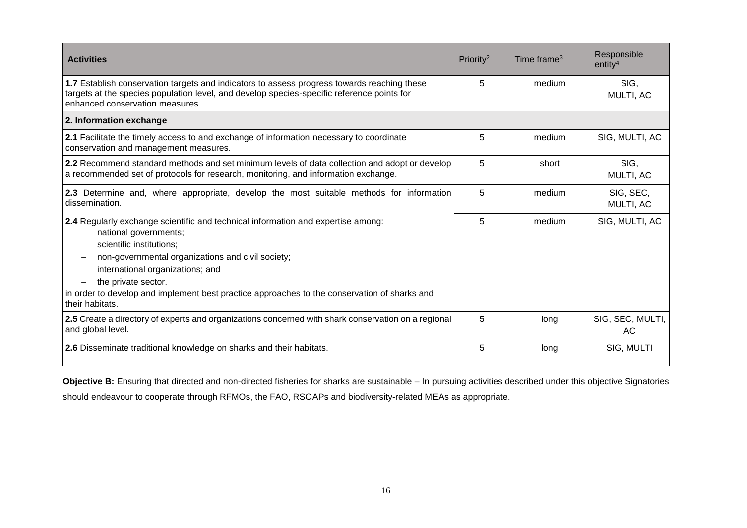| Activities | Priority[2] | Time frame[3] | Responsible entity[4] |
|---|---|---|---|
| **1.7** Establish conservation targets and indicators to assess progress towards reaching these targets at the species population level, and develop species-specific reference points for enhanced conservation measures. | 5 | medium | SIG, MULTI, AC |
| **2. Information exchange** | | | |
| **2.1** Facilitate the timely access to and exchange of information necessary to coordinate conservation and management measures. | 5 | medium | SIG, MULTI, AC |
| **2.2** Recommend standard methods and set minimum levels of data collection and adopt or develop a recommended set of protocols for research, monitoring, and information exchange. | 5 | short | SIG, MULTI, AC |
| **2.3** Determine and, where appropriate, develop the most suitable methods for information dissemination. | 5 | medium | SIG, SEC, MULTI, AC |
| **2.4** Regularly exchange scientific and technical information and expertise among: – national governments; – scientific institutions; – non-governmental organizations and civil society; – international organizations; and – the private sector. in order to develop and implement best practice approaches to the conservation of sharks and their habitats. | 5 | medium | SIG, MULTI, AC |
| **2.5** Create a directory of experts and organizations concerned with shark conservation on a regional and global level. | 5 | long | SIG, SEC, MULTI, AC |
| **2.6** Disseminate traditional knowledge on sharks and their habitats. | 5 | long | SIG, MULTI |

**Objective B:** Ensuring that directed and non-directed fisheries for sharks are sustainable – In pursuing activities described under this objective Signatories should endeavour to cooperate through RFMOs, the FAO, RSCAPs and biodiversity-related MEAs as appropriate.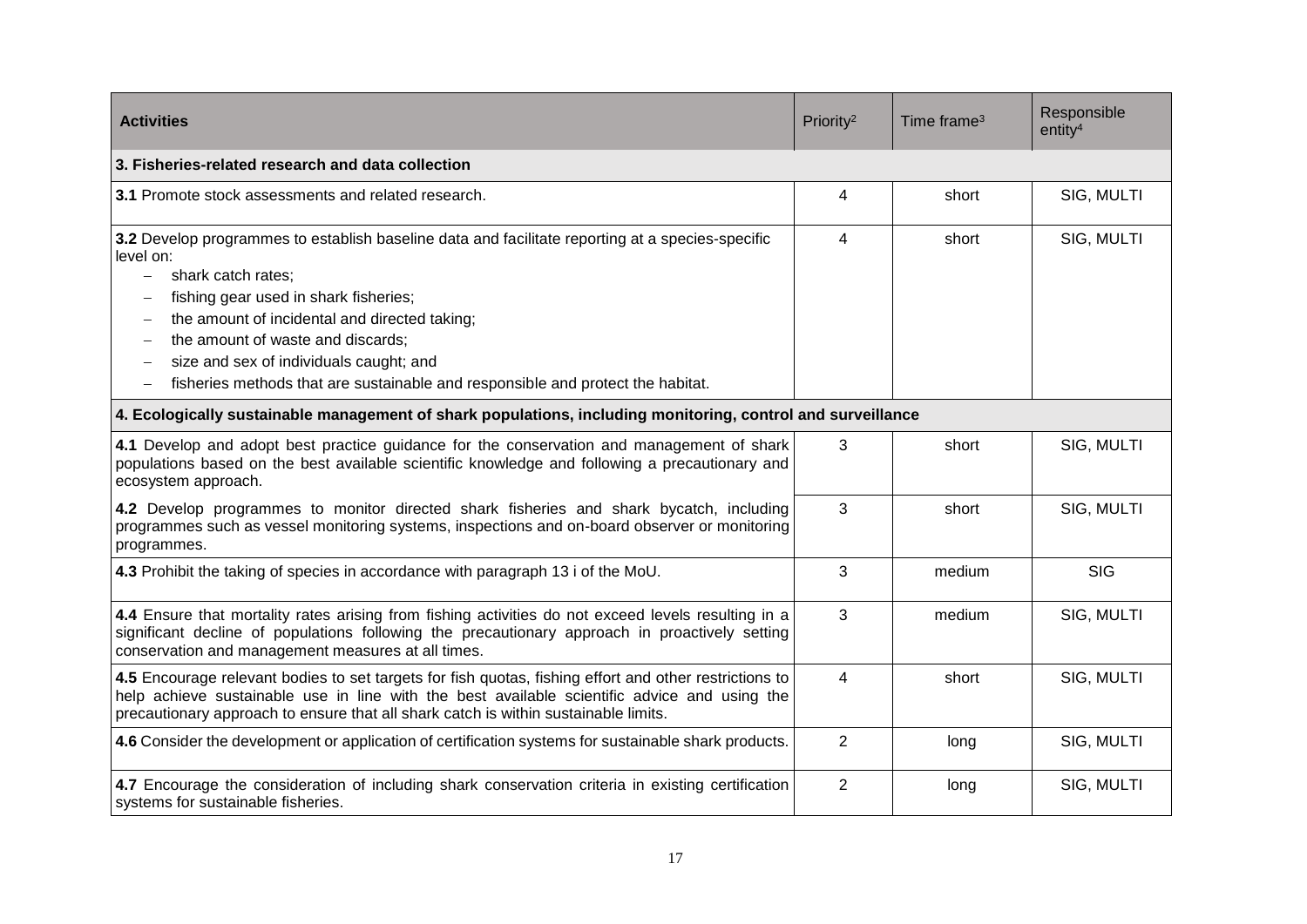| Activities | Priority[2] | Time frame[3] | Responsible entity[4] |
| --- | --- | --- | --- |
| **3. Fisheries-related research and data collection** | | | |
| **3.1** Promote stock assessments and related research. | 4 | short | SIG, MULTI |
| **3.2** Develop programmes to establish baseline data and facilitate reporting at a species-specific level on: <br> – shark catch rates; <br> – fishing gear used in shark fisheries; <br> – the amount of incidental and directed taking; <br> – the amount of waste and discards; <br> – size and sex of individuals caught; and <br> – fisheries methods that are sustainable and responsible and protect the habitat. | 4 | short | SIG, MULTI |
| **4. Ecologically sustainable management of shark populations, including monitoring, control and surveillance** | | | |
| **4.1** Develop and adopt best practice guidance for the conservation and management of shark populations based on the best available scientific knowledge and following a precautionary and ecosystem approach. | 3 | short | SIG, MULTI |
| **4.2** Develop programmes to monitor directed shark fisheries and shark bycatch, including programmes such as vessel monitoring systems, inspections and on-board observer or monitoring programmes. | 3 | short | SIG, MULTI |
| **4.3** Prohibit the taking of species in accordance with paragraph 13 i of the MoU. | 3 | medium | SIG |
| **4.4** Ensure that mortality rates arising from fishing activities do not exceed levels resulting in a significant decline of populations following the precautionary approach in proactively setting conservation and management measures at all times. | 3 | medium | SIG, MULTI |
| **4.5** Encourage relevant bodies to set targets for fish quotas, fishing effort and other restrictions to help achieve sustainable use in line with the best available scientific advice and using the precautionary approach to ensure that all shark catch is within sustainable limits. | 4 | short | SIG, MULTI |
| **4.6** Consider the development or application of certification systems for sustainable shark products. | 2 | long | SIG, MULTI |
| **4.7** Encourage the consideration of including shark conservation criteria in existing certification systems for sustainable fisheries. | 2 | long | SIG, MULTI |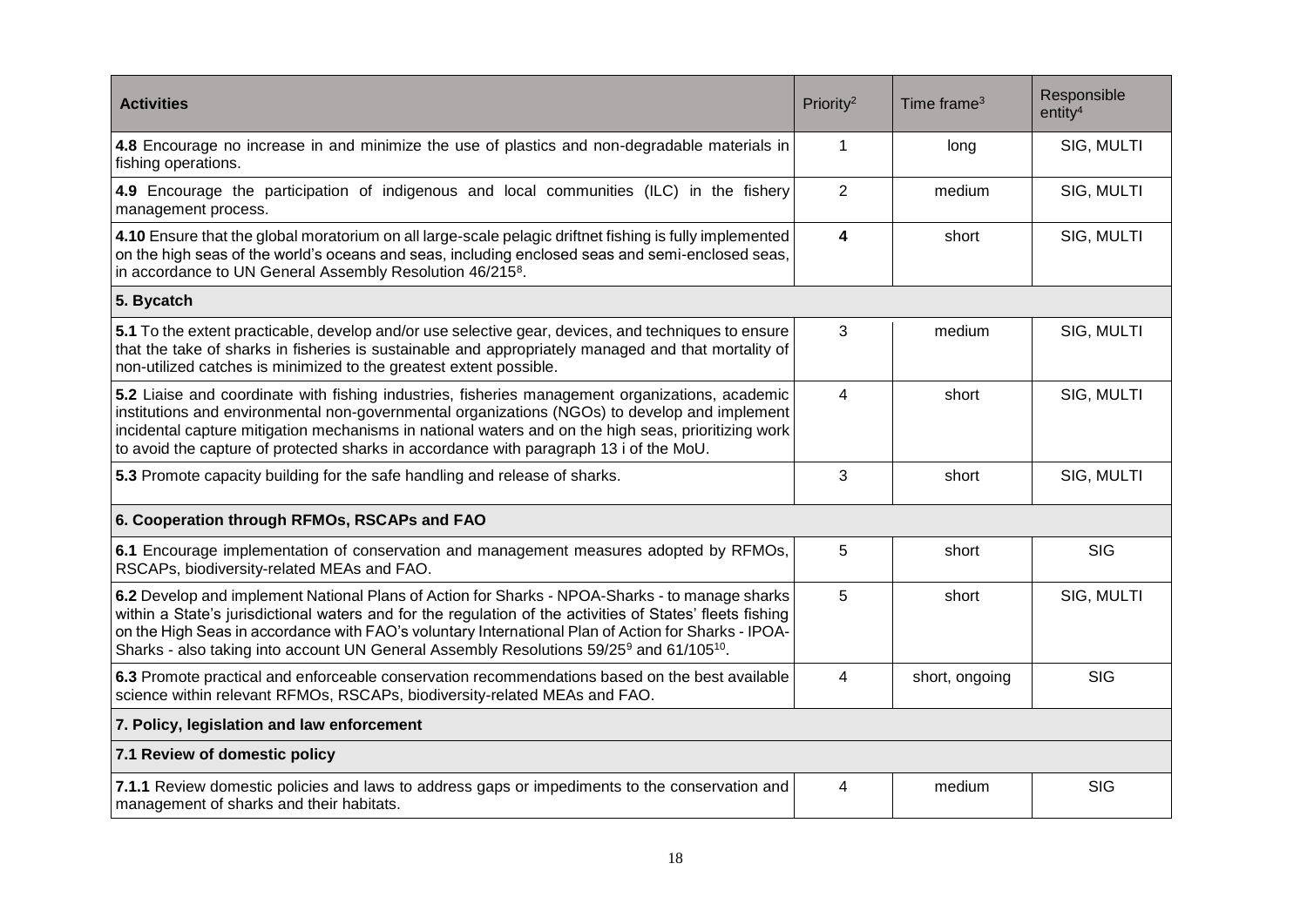| Activities | Priority[2] | Time frame[3] | Responsible entity[4] |
|---|---|---|---|
| **4.8** Encourage no increase in and minimize the use of plastics and non-degradable materials in fishing operations. | 1 | long | SIG, MULTI |
| **4.9** Encourage the participation of indigenous and local communities (ILC) in the fishery management process. | 2 | medium | SIG, MULTI |
| **4.10** Ensure that the global moratorium on all large-scale pelagic driftnet fishing is fully implemented on the high seas of the world's oceans and seas, including enclosed seas and semi-enclosed seas, in accordance to UN General Assembly Resolution 46/215[8]. | **4** | short | SIG, MULTI |
| **5. Bycatch** | | | |
| **5.1** To the extent practicable, develop and/or use selective gear, devices, and techniques to ensure that the take of sharks in fisheries is sustainable and appropriately managed and that mortality of non-utilized catches is minimized to the greatest extent possible. | 3 | medium | SIG, MULTI |
| **5.2** Liaise and coordinate with fishing industries, fisheries management organizations, academic institutions and environmental non-governmental organizations (NGOs) to develop and implement incidental capture mitigation mechanisms in national waters and on the high seas, prioritizing work to avoid the capture of protected sharks in accordance with paragraph 13 i of the MoU. | 4 | short | SIG, MULTI |
| **5.3** Promote capacity building for the safe handling and release of sharks. | 3 | short | SIG, MULTI |
| **6. Cooperation through RFMOs, RSCAPs and FAO** | | | |
| **6.1** Encourage implementation of conservation and management measures adopted by RFMOs, RSCAPs, biodiversity-related MEAs and FAO. | 5 | short | SIG |
| **6.2** Develop and implement National Plans of Action for Sharks - NPOA-Sharks - to manage sharks within a State's jurisdictional waters and for the regulation of the activities of States' fleets fishing on the High Seas in accordance with FAO's voluntary International Plan of Action for Sharks - IPOA-Sharks - also taking into account UN General Assembly Resolutions 59/25[9] and 61/105[10]. | 5 | short | SIG, MULTI |
| **6.3** Promote practical and enforceable conservation recommendations based on the best available science within relevant RFMOs, RSCAPs, biodiversity-related MEAs and FAO. | 4 | short, ongoing | SIG |
| **7. Policy, legislation and law enforcement** | | | |
| **7.1 Review of domestic policy** | | | |
| **7.1.1** Review domestic policies and laws to address gaps or impediments to the conservation and management of sharks and their habitats. | 4 | medium | SIG |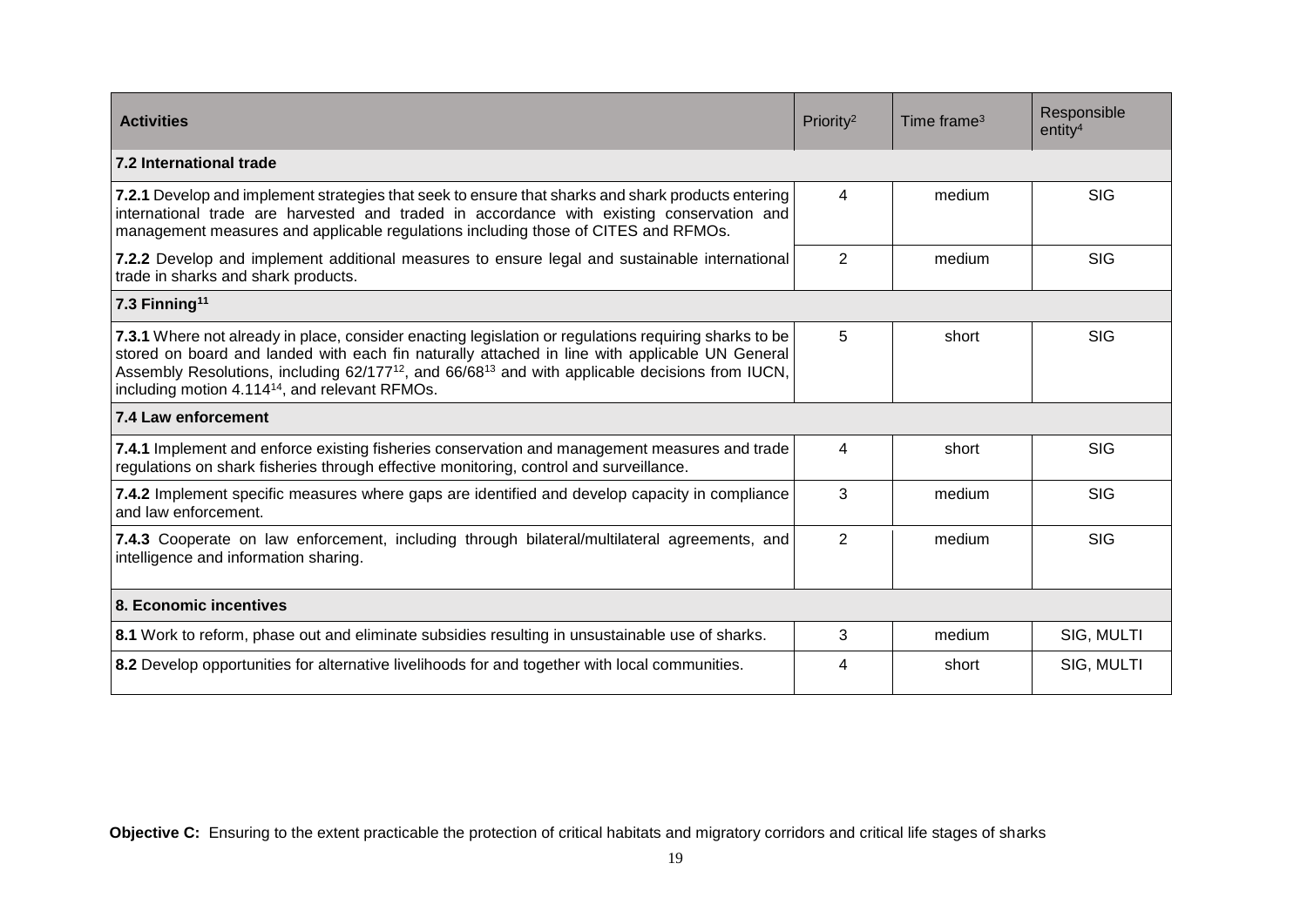| **Activities** | Priority[2] | Time frame[3] | Responsible entity[4] |
|---|---|---|---|
| **7.2 International trade** | | | |
| **7.2.1** Develop and implement strategies that seek to ensure that sharks and shark products entering international trade are harvested and traded in accordance with existing conservation and management measures and applicable regulations including those of CITES and RFMOs. | 4 | medium | SIG |
| **7.2.2** Develop and implement additional measures to ensure legal and sustainable international trade in sharks and shark products. | 2 | medium | SIG |
| **7.3 Finning[11]** | | | |
| **7.3.1** Where not already in place, consider enacting legislation or regulations requiring sharks to be stored on board and landed with each fin naturally attached in line with applicable UN General Assembly Resolutions, including 62/177[12], and 66/68[13] and with applicable decisions from IUCN, including motion 4.114[14], and relevant RFMOs. | 5 | short | SIG |
| **7.4 Law enforcement** | | | |
| **7.4.1** Implement and enforce existing fisheries conservation and management measures and trade regulations on shark fisheries through effective monitoring, control and surveillance. | 4 | short | SIG |
| **7.4.2** Implement specific measures where gaps are identified and develop capacity in compliance and law enforcement. | 3 | medium | SIG |
| **7.4.3** Cooperate on law enforcement, including through bilateral/multilateral agreements, and intelligence and information sharing. | 2 | medium | SIG |
| **8. Economic incentives** | | | |
| **8.1** Work to reform, phase out and eliminate subsidies resulting in unsustainable use of sharks. | 3 | medium | SIG, MULTI |
| **8.2** Develop opportunities for alternative livelihoods for and together with local communities. | 4 | short | SIG, MULTI |

**Objective C:** Ensuring to the extent practicable the protection of critical habitats and migratory corridors and critical life stages of sharks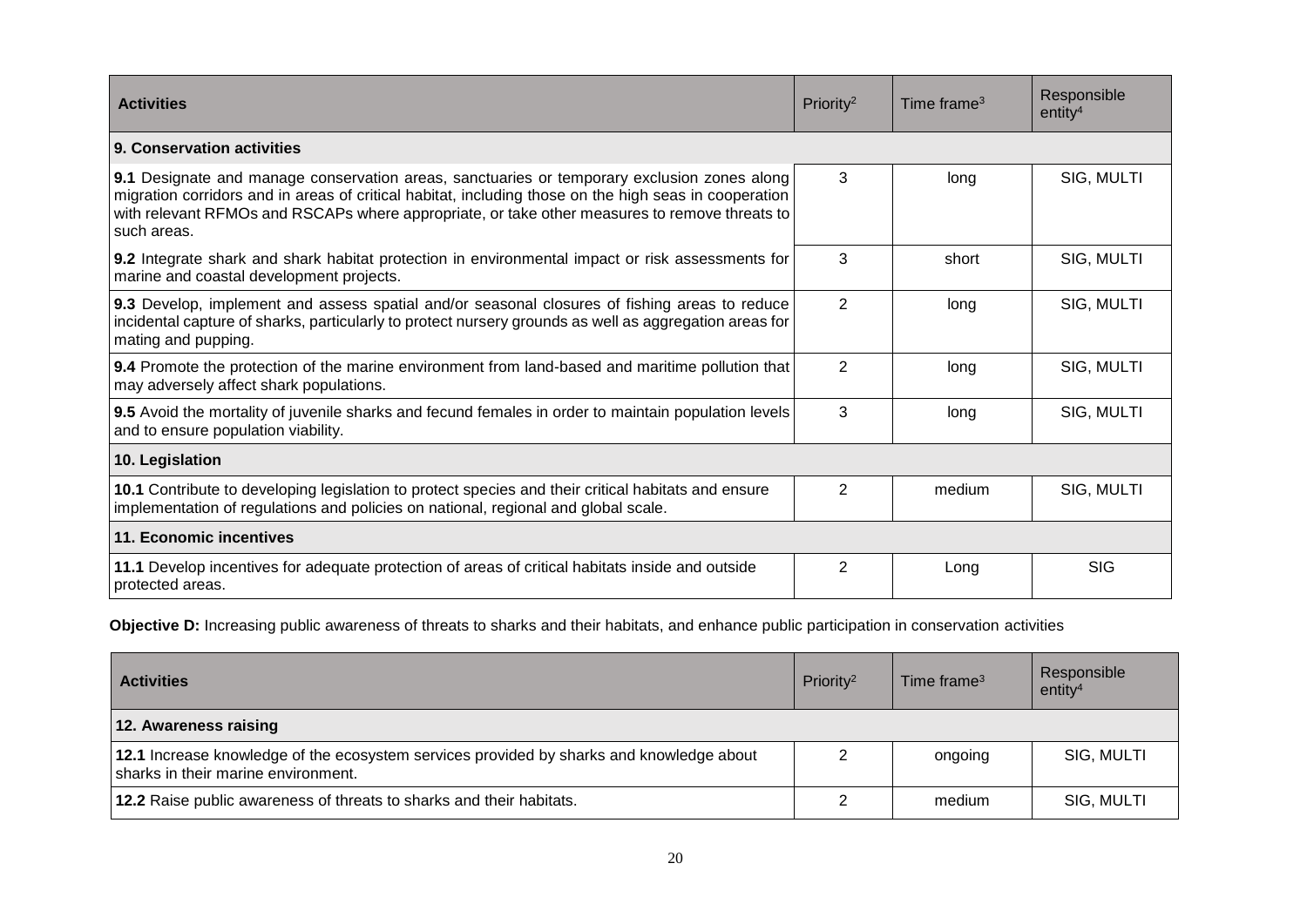| **Activities** | Priority[2] | Time frame[3] | Responsible entity[4] |
|---|---|---|---|
| **9. Conservation activities** | | | |
| **9.1** Designate and manage conservation areas, sanctuaries or temporary exclusion zones along migration corridors and in areas of critical habitat, including those on the high seas in cooperation with relevant RFMOs and RSCAPs where appropriate, or take other measures to remove threats to such areas. | 3 | long | SIG, MULTI |
| **9.2** Integrate shark and shark habitat protection in environmental impact or risk assessments for marine and coastal development projects. | 3 | short | SIG, MULTI |
| **9.3** Develop, implement and assess spatial and/or seasonal closures of fishing areas to reduce incidental capture of sharks, particularly to protect nursery grounds as well as aggregation areas for mating and pupping. | 2 | long | SIG, MULTI |
| **9.4** Promote the protection of the marine environment from land-based and maritime pollution that may adversely affect shark populations. | 2 | long | SIG, MULTI |
| **9.5** Avoid the mortality of juvenile sharks and fecund females in order to maintain population levels and to ensure population viability. | 3 | long | SIG, MULTI |
| **10. Legislation** | | | |
| **10.1** Contribute to developing legislation to protect species and their critical habitats and ensure implementation of regulations and policies on national, regional and global scale. | 2 | medium | SIG, MULTI |
| **11. Economic incentives** | | | |
| **11.1** Develop incentives for adequate protection of areas of critical habitats inside and outside protected areas. | 2 | Long | SIG |

**Objective D:** Increasing public awareness of threats to sharks and their habitats, and enhance public participation in conservation activities

| **Activities** | Priority[2] | Time frame[3] | Responsible entity[4] |
|---|---|---|---|
| **12. Awareness raising** | | | |
| **12.1** Increase knowledge of the ecosystem services provided by sharks and knowledge about sharks in their marine environment. | 2 | ongoing | SIG, MULTI |
| **12.2** Raise public awareness of threats to sharks and their habitats. | 2 | medium | SIG, MULTI |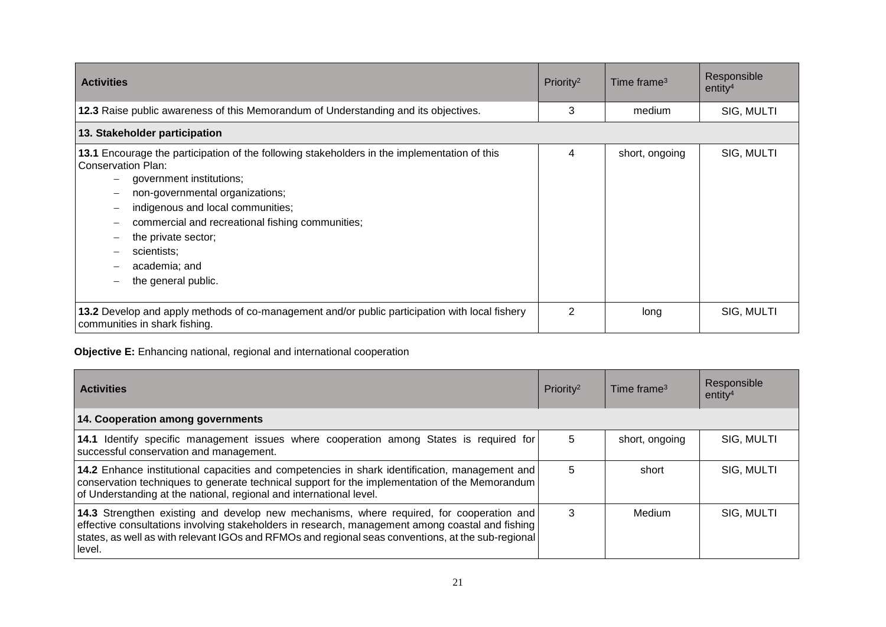| Activities | Priority[2] | Time frame[3] | Responsible entity[4] |
|---|---|---|---|
| **12.3** Raise public awareness of this Memorandum of Understanding and its objectives. | 3 | medium | SIG, MULTI |
| **13. Stakeholder participation** | | | |
| **13.1** Encourage the participation of the following stakeholders in the implementation of this Conservation Plan:<br>– government institutions;<br>– non-governmental organizations;<br>– indigenous and local communities;<br>– commercial and recreational fishing communities;<br>– the private sector;<br>– scientists;<br>– academia; and<br>– the general public. | 4 | short, ongoing | SIG, MULTI |
| **13.2** Develop and apply methods of co-management and/or public participation with local fishery communities in shark fishing. | 2 | long | SIG, MULTI |

**Objective E:** Enhancing national, regional and international cooperation

| Activities | Priority[2] | Time frame[3] | Responsible entity[4] |
|---|---|---|---|
| **14. Cooperation among governments** | | | |
| **14.1** Identify specific management issues where cooperation among States is required for successful conservation and management. | 5 | short, ongoing | SIG, MULTI |
| **14.2** Enhance institutional capacities and competencies in shark identification, management and conservation techniques to generate technical support for the implementation of the Memorandum of Understanding at the national, regional and international level. | 5 | short | SIG, MULTI |
| **14.3** Strengthen existing and develop new mechanisms, where required, for cooperation and effective consultations involving stakeholders in research, management among coastal and fishing states, as well as with relevant IGOs and RFMOs and regional seas conventions, at the sub-regional level. | 3 | Medium | SIG, MULTI |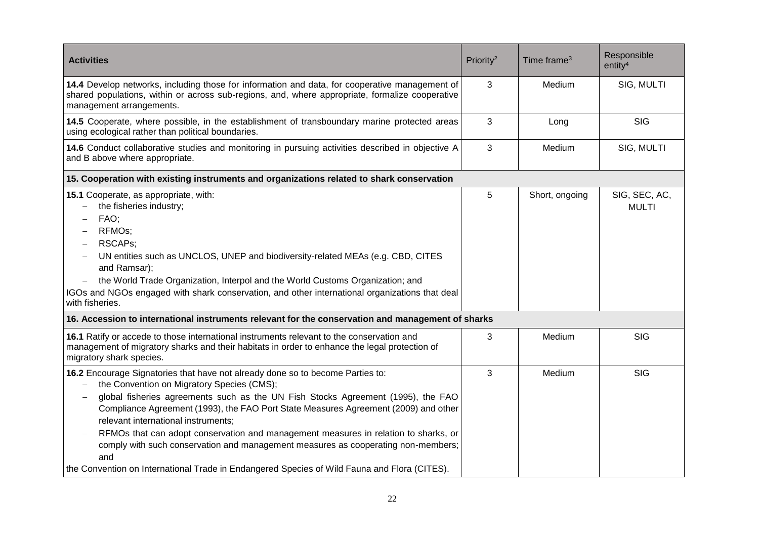| Activities | Priority[2] | Time frame[3] | Responsible entity[4] |
|---|---|---|---|
| **14.4** Develop networks, including those for information and data, for cooperative management of shared populations, within or across sub-regions, and, where appropriate, formalize cooperative management arrangements. | 3 | Medium | SIG, MULTI |
| **14.5** Cooperate, where possible, in the establishment of transboundary marine protected areas using ecological rather than political boundaries. | 3 | Long | SIG |
| **14.6** Conduct collaborative studies and monitoring in pursuing activities described in objective A and B above where appropriate. | 3 | Medium | SIG, MULTI |
| **15. Cooperation with existing instruments and organizations related to shark conservation** | | | |
| **15.1** Cooperate, as appropriate, with:<br>– the fisheries industry;<br>– FAO;<br>– RFMOs;<br>– RSCAPs;<br>– UN entities such as UNCLOS, UNEP and biodiversity-related MEAs (e.g. CBD, CITES and Ramsar);<br>– the World Trade Organization, Interpol and the World Customs Organization; and<br>IGOs and NGOs engaged with shark conservation, and other international organizations that deal with fisheries. | 5 | Short, ongoing | SIG, SEC, AC, MULTI |
| **16. Accession to international instruments relevant for the conservation and management of sharks** | | | |
| **16.1** Ratify or accede to those international instruments relevant to the conservation and management of migratory sharks and their habitats in order to enhance the legal protection of migratory shark species. | 3 | Medium | SIG |
| **16.2** Encourage Signatories that have not already done so to become Parties to:<br>– the Convention on Migratory Species (CMS);<br>– global fisheries agreements such as the UN Fish Stocks Agreement (1995), the FAO Compliance Agreement (1993), the FAO Port State Measures Agreement (2009) and other relevant international instruments;<br>– RFMOs that can adopt conservation and management measures in relation to sharks, or comply with such conservation and management measures as cooperating non-members; and<br>the Convention on International Trade in Endangered Species of Wild Fauna and Flora (CITES). | 3 | Medium | SIG |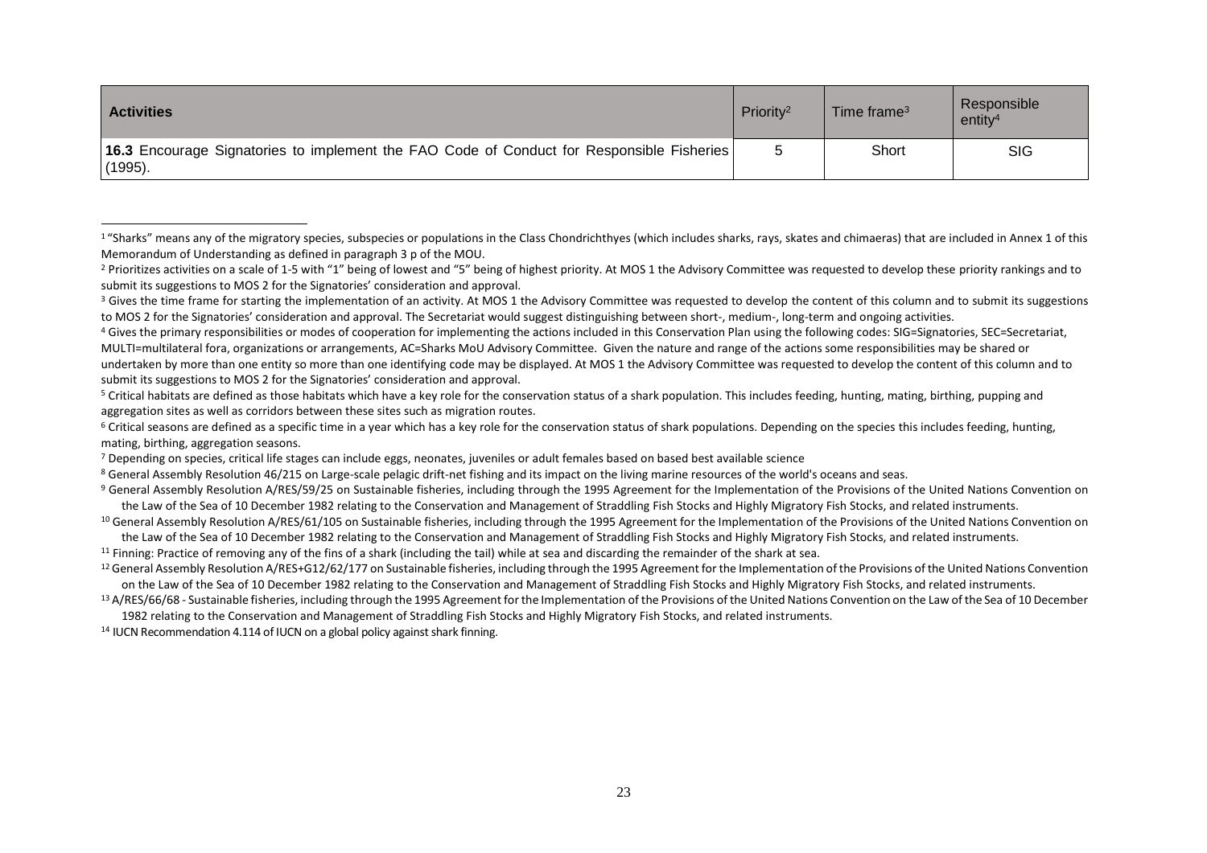| Activities | Priority[2] | Time frame[3] | Responsible entity[4] |
|---|---|---|---|
| **16.3** Encourage Signatories to implement the FAO Code of Conduct for Responsible Fisheries (1995). | 5 | Short | SIG |

---

[1] "Sharks" means any of the migratory species, subspecies or populations in the Class Chondrichthyes (which includes sharks, rays, skates and chimaeras) that are included in Annex 1 of this Memorandum of Understanding as defined in paragraph 3 p of the MOU.

[2] Prioritizes activities on a scale of 1-5 with "1" being of lowest and "5" being of highest priority. At MOS 1 the Advisory Committee was requested to develop these priority rankings and to submit its suggestions to MOS 2 for the Signatories' consideration and approval.

[3] Gives the time frame for starting the implementation of an activity. At MOS 1 the Advisory Committee was requested to develop the content of this column and to submit its suggestions to MOS 2 for the Signatories' consideration and approval. The Secretariat would suggest distinguishing between short-, medium-, long-term and ongoing activities.

[4] Gives the primary responsibilities or modes of cooperation for implementing the actions included in this Conservation Plan using the following codes: SIG=Signatories, SEC=Secretariat, MULTI=multilateral fora, organizations or arrangements, AC=Sharks MoU Advisory Committee. Given the nature and range of the actions some responsibilities may be shared or undertaken by more than one entity so more than one identifying code may be displayed. At MOS 1 the Advisory Committee was requested to develop the content of this column and to submit its suggestions to MOS 2 for the Signatories' consideration and approval.

[5] Critical habitats are defined as those habitats which have a key role for the conservation status of a shark population. This includes feeding, hunting, mating, birthing, pupping and aggregation sites as well as corridors between these sites such as migration routes.

[6] Critical seasons are defined as a specific time in a year which has a key role for the conservation status of shark populations. Depending on the species this includes feeding, hunting, mating, birthing, aggregation seasons.

[7] Depending on species, critical life stages can include eggs, neonates, juveniles or adult females based on based best available science

[8] General Assembly Resolution 46/215 on Large-scale pelagic drift-net fishing and its impact on the living marine resources of the world's oceans and seas.

[9] General Assembly Resolution A/RES/59/25 on Sustainable fisheries, including through the 1995 Agreement for the Implementation of the Provisions of the United Nations Convention on the Law of the Sea of 10 December 1982 relating to the Conservation and Management of Straddling Fish Stocks and Highly Migratory Fish Stocks, and related instruments.

[10] General Assembly Resolution A/RES/61/105 on Sustainable fisheries, including through the 1995 Agreement for the Implementation of the Provisions of the United Nations Convention on the Law of the Sea of 10 December 1982 relating to the Conservation and Management of Straddling Fish Stocks and Highly Migratory Fish Stocks, and related instruments.

[11] Finning: Practice of removing any of the fins of a shark (including the tail) while at sea and discarding the remainder of the shark at sea.

[12] General Assembly Resolution A/RES+G12/62/177 on Sustainable fisheries, including through the 1995 Agreement for the Implementation of the Provisions of the United Nations Convention on the Law of the Sea of 10 December 1982 relating to the Conservation and Management of Straddling Fish Stocks and Highly Migratory Fish Stocks, and related instruments.

[13] A/RES/66/68 - Sustainable fisheries, including through the 1995 Agreement for the Implementation of the Provisions of the United Nations Convention on the Law of the Sea of 10 December 1982 relating to the Conservation and Management of Straddling Fish Stocks and Highly Migratory Fish Stocks, and related instruments.

[14] IUCN Recommendation 4.114 of IUCN on a global policy against shark finning.